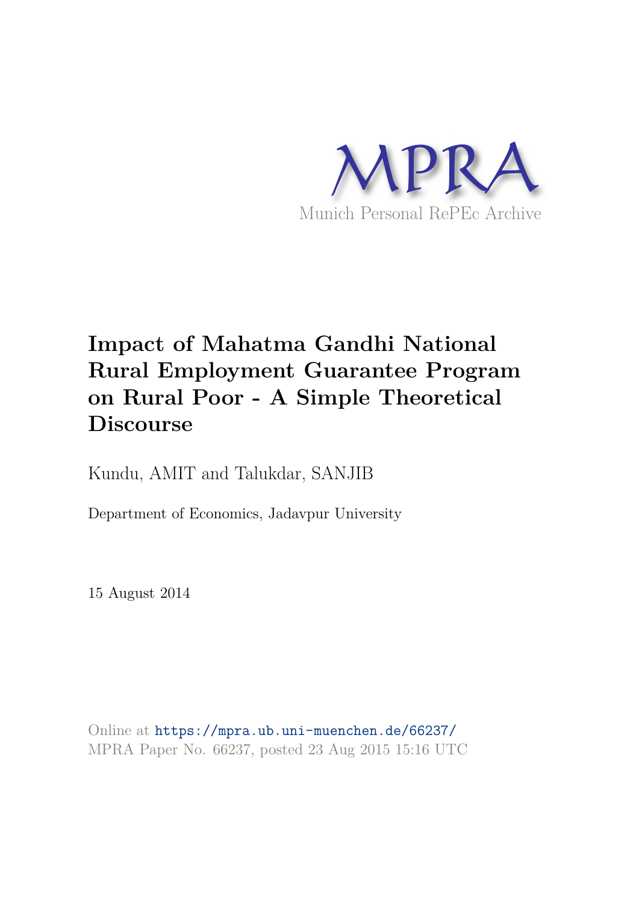MPRA

Munich Personal RePEc Archive

# Impact of Mahatma Gandhi National Rural Employment Guarantee Program on Rural Poor - A Simple Theoretical Discourse

Kundu, AMIT and Talukdar, SANJIB

Department of Economics, Jadavpur University

15 August 2014

Online at https://mpra.ub.uni-muenchen.de/66237/
MPRA Paper No. 66237, posted 23 Aug 2015 15:16 UTC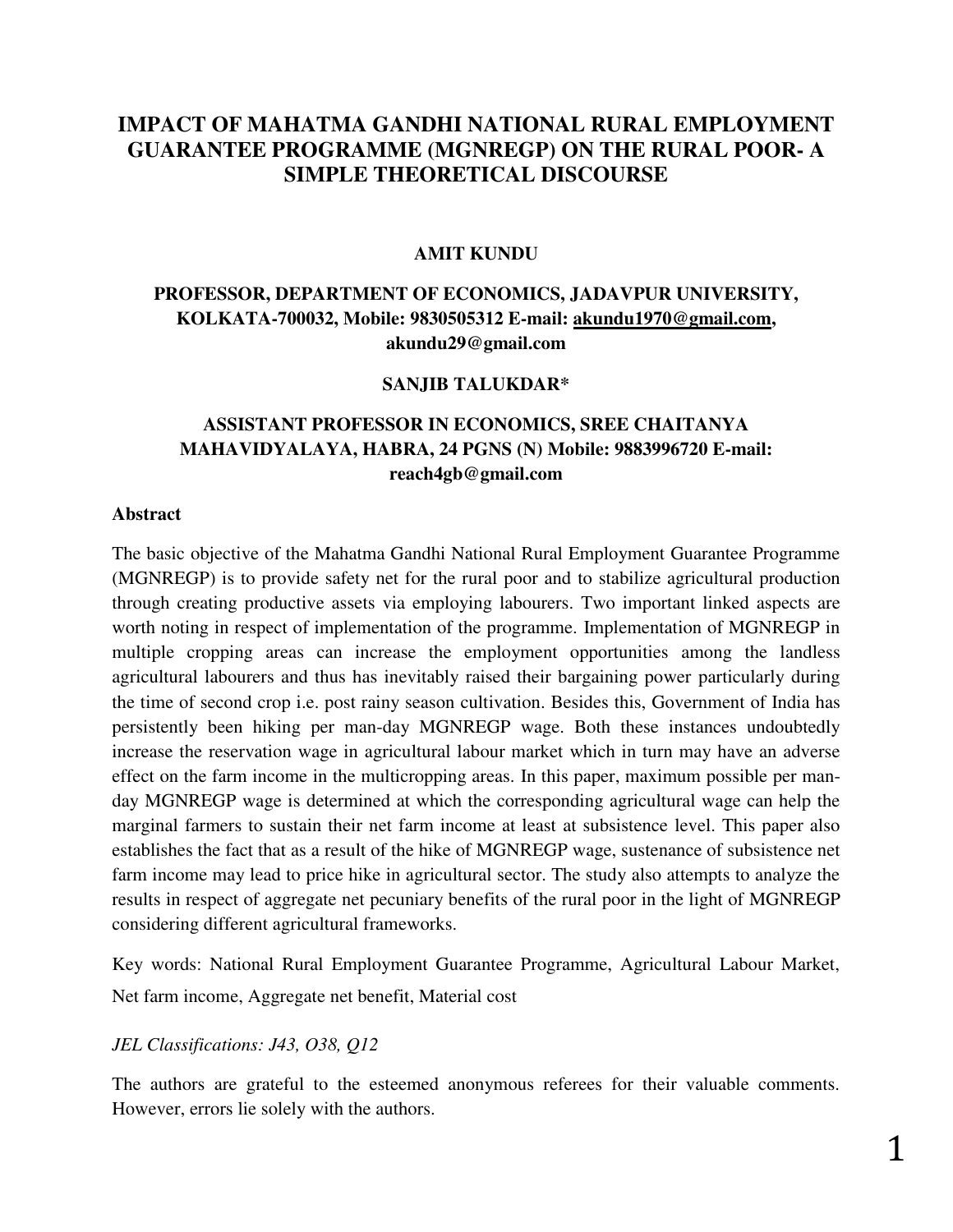# IMPACT OF MAHATMA GANDHI NATIONAL RURAL EMPLOYMENT GUARANTEE PROGRAMME (MGNREGP) ON THE RURAL POOR- A SIMPLE THEORETICAL DISCOURSE

**AMIT KUNDU**

**PROFESSOR, DEPARTMENT OF ECONOMICS, JADAVPUR UNIVERSITY, KOLKATA-700032, Mobile: 9830505312 E-mail: akundu1970@gmail.com, akundu29@gmail.com**

**SANJIB TALUKDAR***

**ASSISTANT PROFESSOR IN ECONOMICS, SREE CHAITANYA MAHAVIDYALAYA, HABRA, 24 PGNS (N) Mobile: 9883996720 E-mail: reach4gb@gmail.com**

**Abstract**

The basic objective of the Mahatma Gandhi National Rural Employment Guarantee Programme (MGNREGP) is to provide safety net for the rural poor and to stabilize agricultural production through creating productive assets via employing labourers. Two important linked aspects are worth noting in respect of implementation of the programme. Implementation of MGNREGP in multiple cropping areas can increase the employment opportunities among the landless agricultural labourers and thus has inevitably raised their bargaining power particularly during the time of second crop i.e. post rainy season cultivation. Besides this, Government of India has persistently been hiking per man-day MGNREGP wage. Both these instances undoubtedly increase the reservation wage in agricultural labour market which in turn may have an adverse effect on the farm income in the multicropping areas. In this paper, maximum possible per man-day MGNREGP wage is determined at which the corresponding agricultural wage can help the marginal farmers to sustain their net farm income at least at subsistence level. This paper also establishes the fact that as a result of the hike of MGNREGP wage, sustenance of subsistence net farm income may lead to price hike in agricultural sector. The study also attempts to analyze the results in respect of aggregate net pecuniary benefits of the rural poor in the light of MGNREGP considering different agricultural frameworks.

Key words: National Rural Employment Guarantee Programme, Agricultural Labour Market, Net farm income, Aggregate net benefit, Material cost

*JEL Classifications: J43, O38, Q12*

The authors are grateful to the esteemed anonymous referees for their valuable comments. However, errors lie solely with the authors.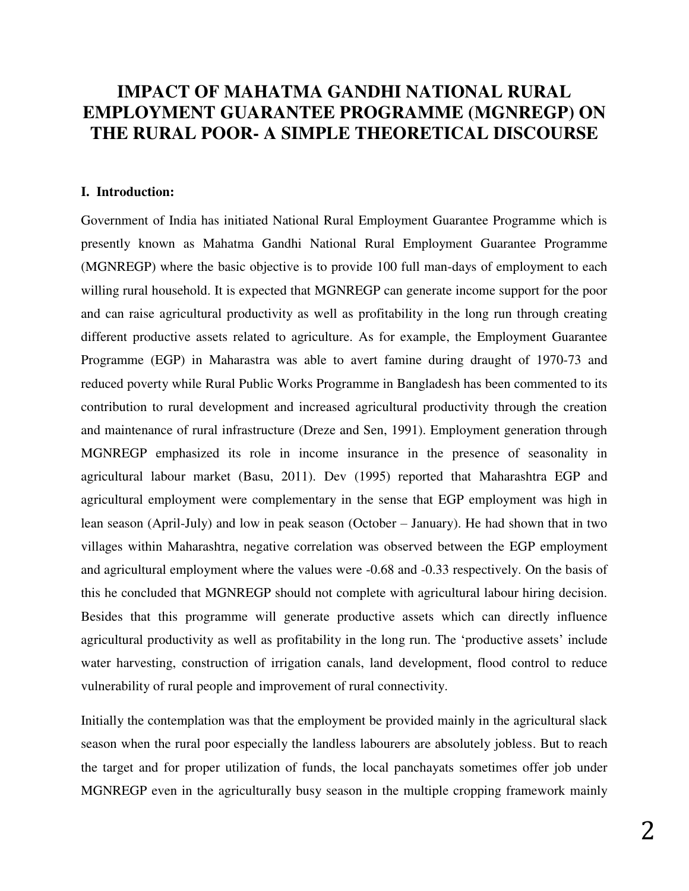# IMPACT OF MAHATMA GANDHI NATIONAL RURAL EMPLOYMENT GUARANTEE PROGRAMME (MGNREGP) ON THE RURAL POOR- A SIMPLE THEORETICAL DISCOURSE

## I. Introduction:

Government of India has initiated National Rural Employment Guarantee Programme which is presently known as Mahatma Gandhi National Rural Employment Guarantee Programme (MGNREGP) where the basic objective is to provide 100 full man-days of employment to each willing rural household. It is expected that MGNREGP can generate income support for the poor and can raise agricultural productivity as well as profitability in the long run through creating different productive assets related to agriculture. As for example, the Employment Guarantee Programme (EGP) in Maharastra was able to avert famine during draught of 1970-73 and reduced poverty while Rural Public Works Programme in Bangladesh has been commented to its contribution to rural development and increased agricultural productivity through the creation and maintenance of rural infrastructure (Dreze and Sen, 1991). Employment generation through MGNREGP emphasized its role in income insurance in the presence of seasonality in agricultural labour market (Basu, 2011). Dev (1995) reported that Maharashtra EGP and agricultural employment were complementary in the sense that EGP employment was high in lean season (April-July) and low in peak season (October – January). He had shown that in two villages within Maharashtra, negative correlation was observed between the EGP employment and agricultural employment where the values were -0.68 and -0.33 respectively. On the basis of this he concluded that MGNREGP should not complete with agricultural labour hiring decision. Besides that this programme will generate productive assets which can directly influence agricultural productivity as well as profitability in the long run. The 'productive assets' include water harvesting, construction of irrigation canals, land development, flood control to reduce vulnerability of rural people and improvement of rural connectivity.

Initially the contemplation was that the employment be provided mainly in the agricultural slack season when the rural poor especially the landless labourers are absolutely jobless. But to reach the target and for proper utilization of funds, the local panchayats sometimes offer job under MGNREGP even in the agriculturally busy season in the multiple cropping framework mainly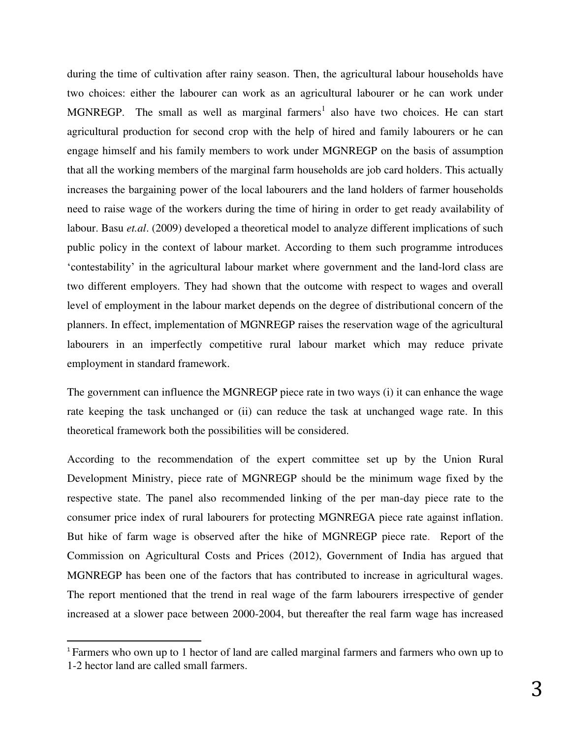during the time of cultivation after rainy season. Then, the agricultural labour households have two choices: either the labourer can work as an agricultural labourer or he can work under MGNREGP. The small as well as marginal farmers[1] also have two choices. He can start agricultural production for second crop with the help of hired and family labourers or he can engage himself and his family members to work under MGNREGP on the basis of assumption that all the working members of the marginal farm households are job card holders. This actually increases the bargaining power of the local labourers and the land holders of farmer households need to raise wage of the workers during the time of hiring in order to get ready availability of labour. Basu *et.al*. (2009) developed a theoretical model to analyze different implications of such public policy in the context of labour market. According to them such programme introduces 'contestability' in the agricultural labour market where government and the land-lord class are two different employers. They had shown that the outcome with respect to wages and overall level of employment in the labour market depends on the degree of distributional concern of the planners. In effect, implementation of MGNREGP raises the reservation wage of the agricultural labourers in an imperfectly competitive rural labour market which may reduce private employment in standard framework.

The government can influence the MGNREGP piece rate in two ways (i) it can enhance the wage rate keeping the task unchanged or (ii) can reduce the task at unchanged wage rate. In this theoretical framework both the possibilities will be considered.

According to the recommendation of the expert committee set up by the Union Rural Development Ministry, piece rate of MGNREGP should be the minimum wage fixed by the respective state. The panel also recommended linking of the per man-day piece rate to the consumer price index of rural labourers for protecting MGNREGA piece rate against inflation. But hike of farm wage is observed after the hike of MGNREGP piece rate. Report of the Commission on Agricultural Costs and Prices (2012), Government of India has argued that MGNREGP has been one of the factors that has contributed to increase in agricultural wages. The report mentioned that the trend in real wage of the farm labourers irrespective of gender increased at a slower pace between 2000-2004, but thereafter the real farm wage has increased

[1] Farmers who own up to 1 hector of land are called marginal farmers and farmers who own up to 1-2 hector land are called small farmers.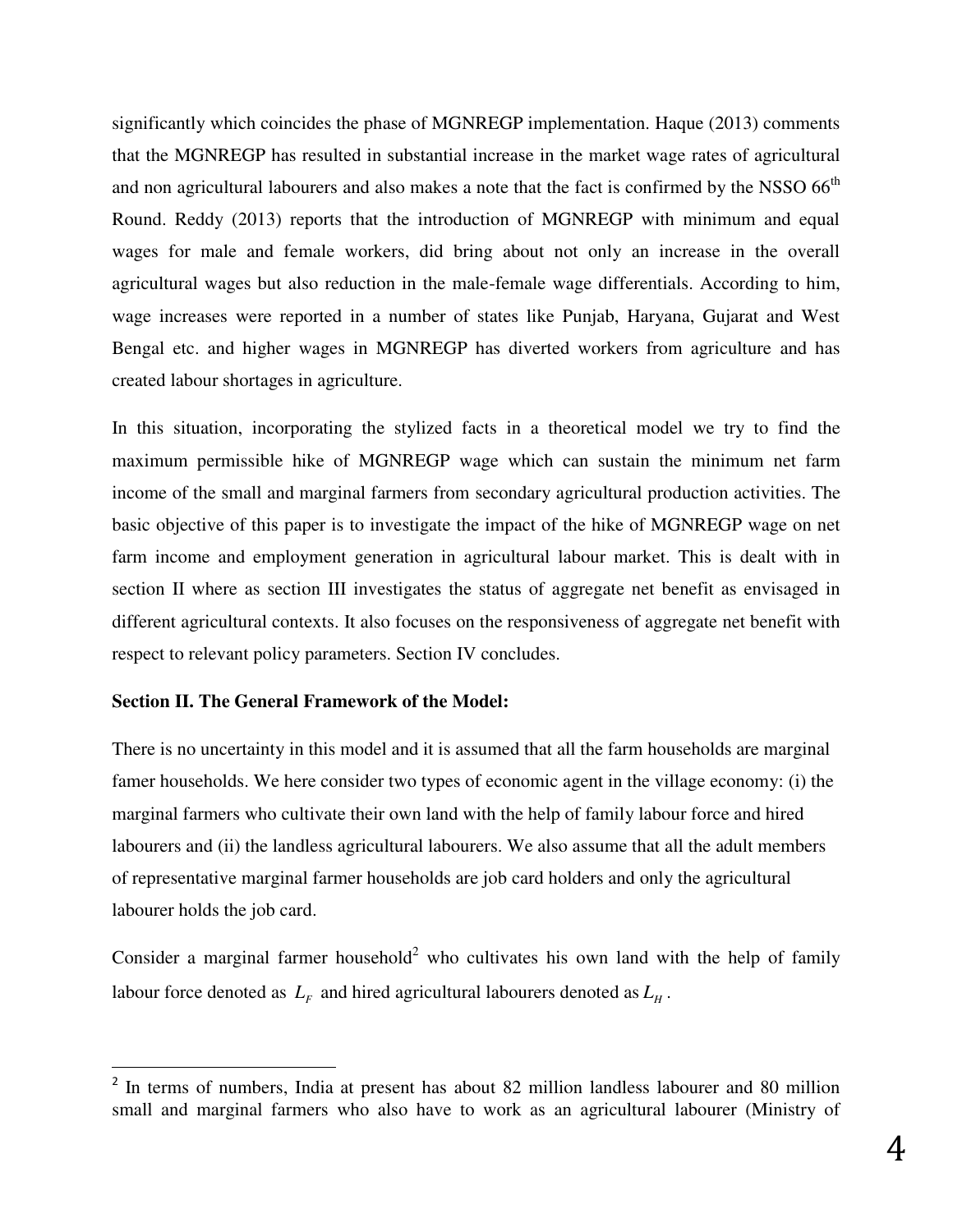significantly which coincides the phase of MGNREGP implementation. Haque (2013) comments that the MGNREGP has resulted in substantial increase in the market wage rates of agricultural and non agricultural labourers and also makes a note that the fact is confirmed by the NSSO 66th Round. Reddy (2013) reports that the introduction of MGNREGP with minimum and equal wages for male and female workers, did bring about not only an increase in the overall agricultural wages but also reduction in the male-female wage differentials. According to him, wage increases were reported in a number of states like Punjab, Haryana, Gujarat and West Bengal etc. and higher wages in MGNREGP has diverted workers from agriculture and has created labour shortages in agriculture.

In this situation, incorporating the stylized facts in a theoretical model we try to find the maximum permissible hike of MGNREGP wage which can sustain the minimum net farm income of the small and marginal farmers from secondary agricultural production activities. The basic objective of this paper is to investigate the impact of the hike of MGNREGP wage on net farm income and employment generation in agricultural labour market. This is dealt with in section II where as section III investigates the status of aggregate net benefit as envisaged in different agricultural contexts. It also focuses on the responsiveness of aggregate net benefit with respect to relevant policy parameters. Section IV concludes.

**Section II. The General Framework of the Model:**

There is no uncertainty in this model and it is assumed that all the farm households are marginal famer households. We here consider two types of economic agent in the village economy: (i) the marginal farmers who cultivate their own land with the help of family labour force and hired labourers and (ii) the landless agricultural labourers. We also assume that all the adult members of representative marginal farmer households are job card holders and only the agricultural labourer holds the job card.

Consider a marginal farmer household[2] who cultivates his own land with the help of family labour force denoted as $L_F$ and hired agricultural labourers denoted as $L_H$.

[2] In terms of numbers, India at present has about 82 million landless labourer and 80 million small and marginal farmers who also have to work as an agricultural labourer (Ministry of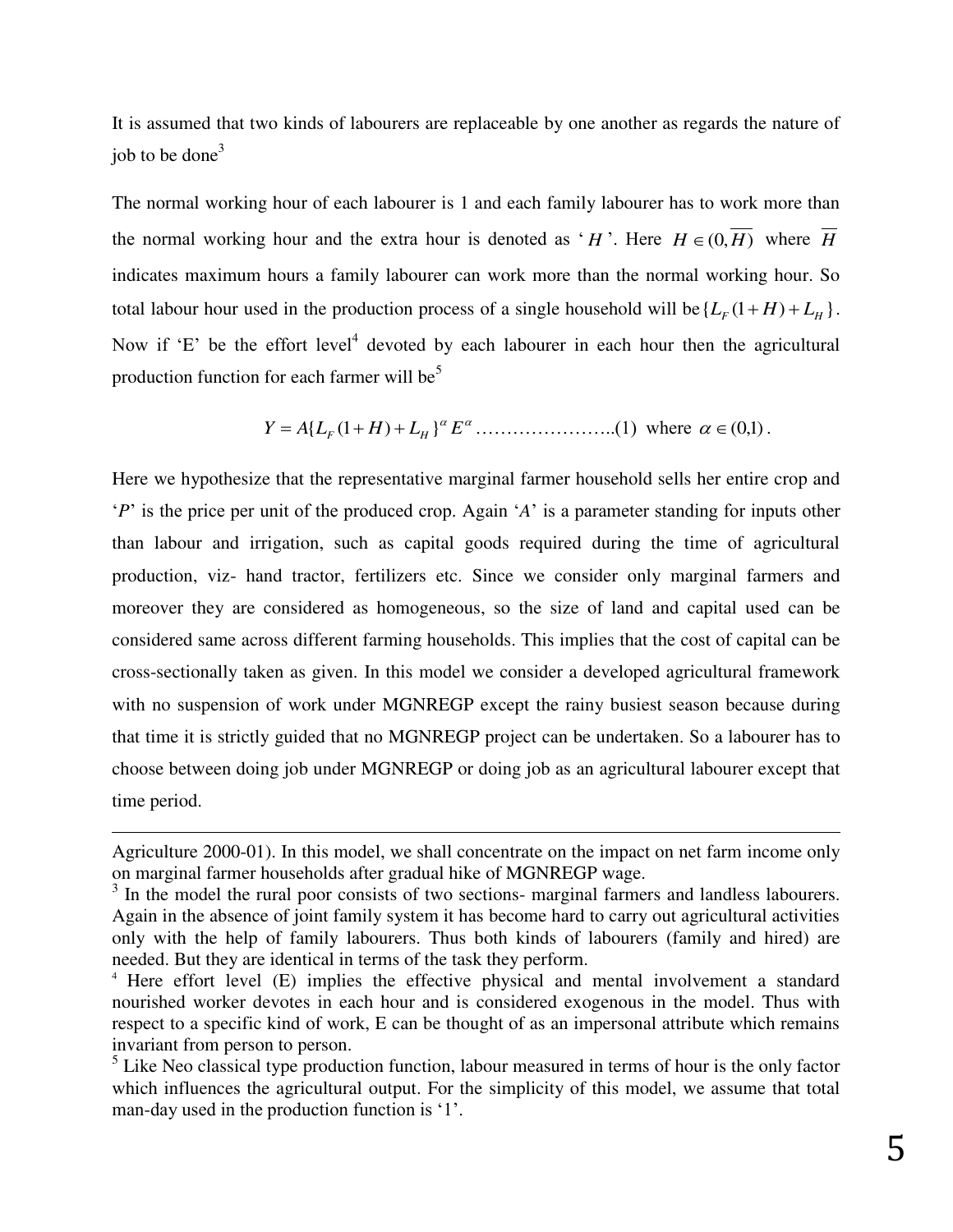It is assumed that two kinds of labourers are replaceable by one another as regards the nature of job to be done[3]

The normal working hour of each labourer is 1 and each family labourer has to work more than the normal working hour and the extra hour is denoted as '$H$'. Here $H \in (0, \overline{H})$ where $\overline{H}$ indicates maximum hours a family labourer can work more than the normal working hour. So total labour hour used in the production process of a single household will be $\{L_F(1+H)+L_H\}$. Now if 'E' be the effort level[4] devoted by each labourer in each hour then the agricultural production function for each farmer will be[5]

$$Y = A\{L_F(1+H)+L_H\}^{\alpha} E^{\alpha} \text{ ……………………..(1) where } \alpha \in (0,1).$$

Here we hypothesize that the representative marginal farmer household sells her entire crop and '$P$' is the price per unit of the produced crop. Again '$A$' is a parameter standing for inputs other than labour and irrigation, such as capital goods required during the time of agricultural production, viz- hand tractor, fertilizers etc. Since we consider only marginal farmers and moreover they are considered as homogeneous, so the size of land and capital used can be considered same across different farming households. This implies that the cost of capital can be cross-sectionally taken as given. In this model we consider a developed agricultural framework with no suspension of work under MGNREGP except the rainy busiest season because during that time it is strictly guided that no MGNREGP project can be undertaken. So a labourer has to choose between doing job under MGNREGP or doing job as an agricultural labourer except that time period.

---

Agriculture 2000-01). In this model, we shall concentrate on the impact on net farm income only on marginal farmer households after gradual hike of MGNREGP wage.

[3] In the model the rural poor consists of two sections- marginal farmers and landless labourers. Again in the absence of joint family system it has become hard to carry out agricultural activities only with the help of family labourers. Thus both kinds of labourers (family and hired) are needed. But they are identical in terms of the task they perform.

[4] Here effort level (E) implies the effective physical and mental involvement a standard nourished worker devotes in each hour and is considered exogenous in the model. Thus with respect to a specific kind of work, E can be thought of as an impersonal attribute which remains invariant from person to person.

[5] Like Neo classical type production function, labour measured in terms of hour is the only factor which influences the agricultural output. For the simplicity of this model, we assume that total man-day used in the production function is '1'.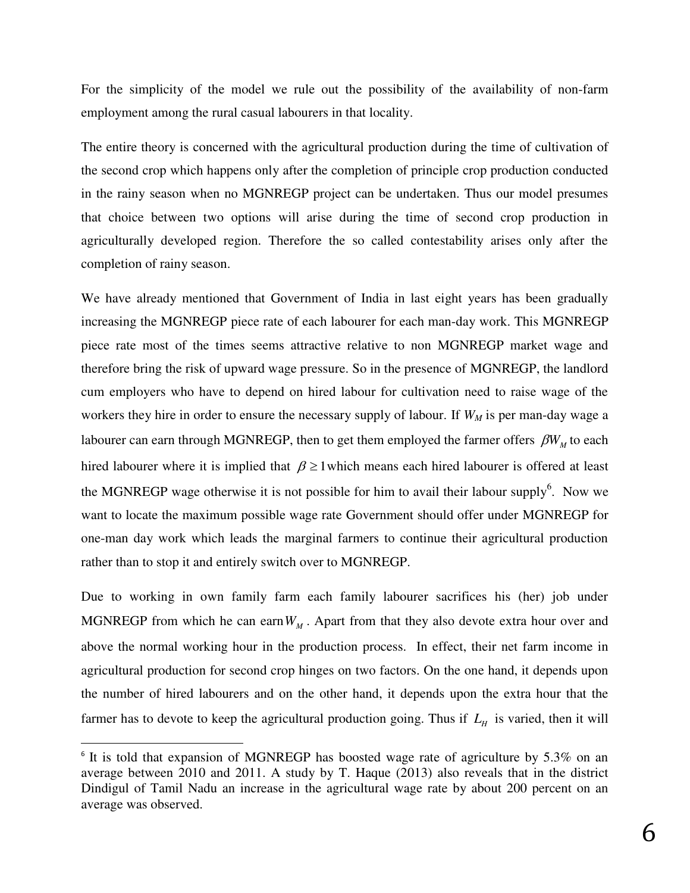For the simplicity of the model we rule out the possibility of the availability of non-farm employment among the rural casual labourers in that locality.

The entire theory is concerned with the agricultural production during the time of cultivation of the second crop which happens only after the completion of principle crop production conducted in the rainy season when no MGNREGP project can be undertaken. Thus our model presumes that choice between two options will arise during the time of second crop production in agriculturally developed region. Therefore the so called contestability arises only after the completion of rainy season.

We have already mentioned that Government of India in last eight years has been gradually increasing the MGNREGP piece rate of each labourer for each man-day work. This MGNREGP piece rate most of the times seems attractive relative to non MGNREGP market wage and therefore bring the risk of upward wage pressure. So in the presence of MGNREGP, the landlord cum employers who have to depend on hired labour for cultivation need to raise wage of the workers they hire in order to ensure the necessary supply of labour. If $W_M$ is per man-day wage a labourer can earn through MGNREGP, then to get them employed the farmer offers $\beta W_M$ to each hired labourer where it is implied that $\beta \geq 1$ which means each hired labourer is offered at least the MGNREGP wage otherwise it is not possible for him to avail their labour supply[6]. Now we want to locate the maximum possible wage rate Government should offer under MGNREGP for one-man day work which leads the marginal farmers to continue their agricultural production rather than to stop it and entirely switch over to MGNREGP.

Due to working in own family farm each family labourer sacrifices his (her) job under MGNREGP from which he can earn $W_M$. Apart from that they also devote extra hour over and above the normal working hour in the production process. In effect, their net farm income in agricultural production for second crop hinges on two factors. On the one hand, it depends upon the number of hired labourers and on the other hand, it depends upon the extra hour that the farmer has to devote to keep the agricultural production going. Thus if $L_H$ is varied, then it will

---

[6] It is told that expansion of MGNREGP has boosted wage rate of agriculture by 5.3% on an average between 2010 and 2011. A study by T. Haque (2013) also reveals that in the district Dindigul of Tamil Nadu an increase in the agricultural wage rate by about 200 percent on an average was observed.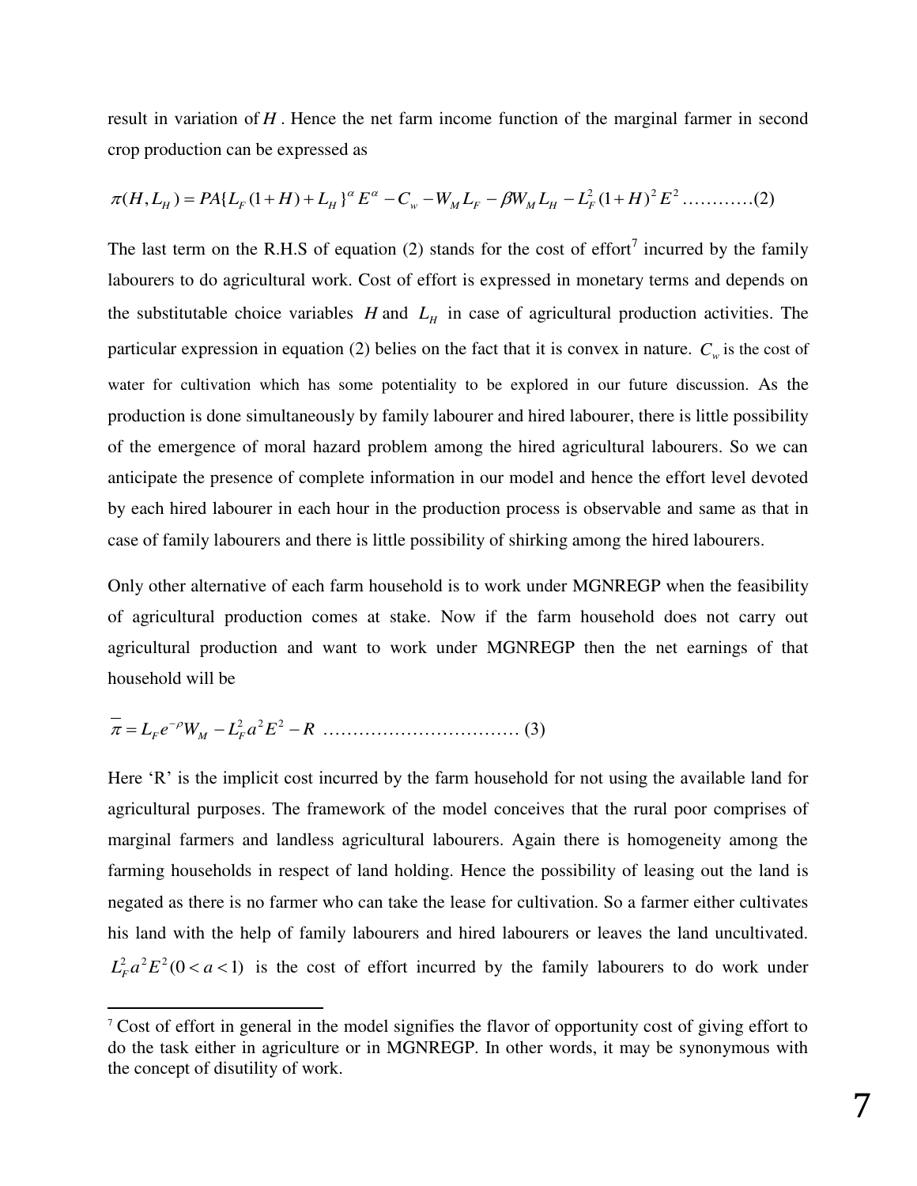result in variation of $H$. Hence the net farm income function of the marginal farmer in second crop production can be expressed as

$$\pi(H, L_H) = PA\{L_F(1+H) + L_H\}^{\alpha} E^{\alpha} - C_w - W_M L_F - \beta W_M L_H - L_F^2(1+H)^2 E^2 \text{ ............(2)}$$

The last term on the R.H.S of equation (2) stands for the cost of effort[7] incurred by the family labourers to do agricultural work. Cost of effort is expressed in monetary terms and depends on the substitutable choice variables $H$ and $L_H$ in case of agricultural production activities. The particular expression in equation (2) belies on the fact that it is convex in nature. $C_w$ is the cost of water for cultivation which has some potentiality to be explored in our future discussion. As the production is done simultaneously by family labourer and hired labourer, there is little possibility of the emergence of moral hazard problem among the hired agricultural labourers. So we can anticipate the presence of complete information in our model and hence the effort level devoted by each hired labourer in each hour in the production process is observable and same as that in case of family labourers and there is little possibility of shirking among the hired labourers.

Only other alternative of each farm household is to work under MGNREGP when the feasibility of agricultural production comes at stake. Now if the farm household does not carry out agricultural production and want to work under MGNREGP then the net earnings of that household will be

$$\overline{\pi} = L_F e^{-\rho} W_M - L_F^2 a^2 E^2 - R \text{ ................................ (3)}$$

Here 'R' is the implicit cost incurred by the farm household for not using the available land for agricultural purposes. The framework of the model conceives that the rural poor comprises of marginal farmers and landless agricultural labourers. Again there is homogeneity among the farming households in respect of land holding. Hence the possibility of leasing out the land is negated as there is no farmer who can take the lease for cultivation. So a farmer either cultivates his land with the help of family labourers and hired labourers or leaves the land uncultivated. $L_F^2 a^2 E^2 (0 < a < 1)$ is the cost of effort incurred by the family labourers to do work under

---

[7] Cost of effort in general in the model signifies the flavor of opportunity cost of giving effort to do the task either in agriculture or in MGNREGP. In other words, it may be synonymous with the concept of disutility of work.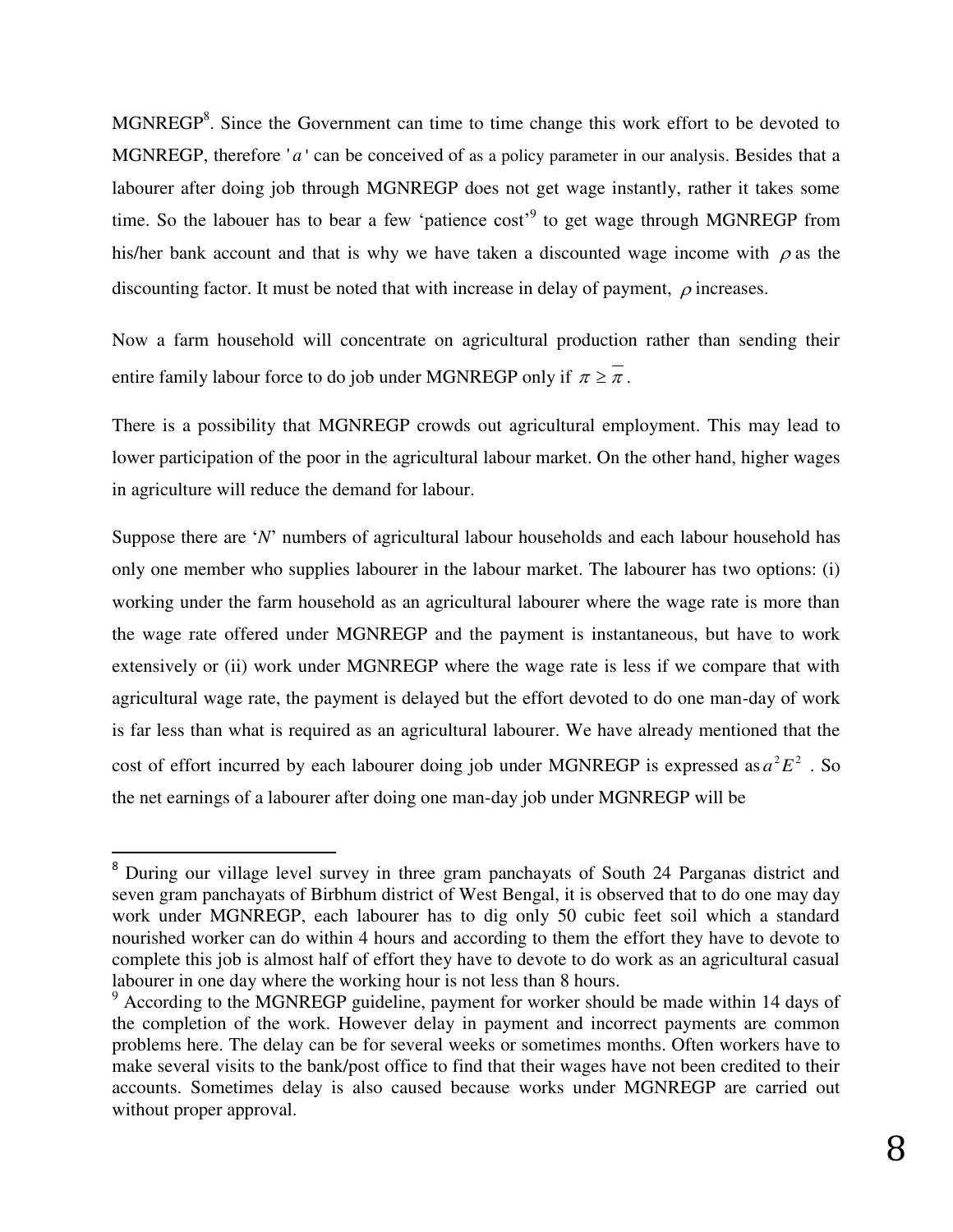MGNREGP[8]. Since the Government can time to time change this work effort to be devoted to MGNREGP, therefore '$a$' can be conceived of as a policy parameter in our analysis. Besides that a labourer after doing job through MGNREGP does not get wage instantly, rather it takes some time. So the labouer has to bear a few 'patience cost'[9] to get wage through MGNREGP from his/her bank account and that is why we have taken a discounted wage income with $\rho$ as the discounting factor. It must be noted that with increase in delay of payment, $\rho$ increases.

Now a farm household will concentrate on agricultural production rather than sending their entire family labour force to do job under MGNREGP only if $\pi \geq \overline{\pi}$.

There is a possibility that MGNREGP crowds out agricultural employment. This may lead to lower participation of the poor in the agricultural labour market. On the other hand, higher wages in agriculture will reduce the demand for labour.

Suppose there are '*N*' numbers of agricultural labour households and each labour household has only one member who supplies labourer in the labour market. The labourer has two options: (i) working under the farm household as an agricultural labourer where the wage rate is more than the wage rate offered under MGNREGP and the payment is instantaneous, but have to work extensively or (ii) work under MGNREGP where the wage rate is less if we compare that with agricultural wage rate, the payment is delayed but the effort devoted to do one man-day of work is far less than what is required as an agricultural labourer. We have already mentioned that the cost of effort incurred by each labourer doing job under MGNREGP is expressed as $a^2E^2$ . So the net earnings of a labourer after doing one man-day job under MGNREGP will be

---

[8] During our village level survey in three gram panchayats of South 24 Parganas district and seven gram panchayats of Birbhum district of West Bengal, it is observed that to do one may day work under MGNREGP, each labourer has to dig only 50 cubic feet soil which a standard nourished worker can do within 4 hours and according to them the effort they have to devote to complete this job is almost half of effort they have to devote to do work as an agricultural casual labourer in one day where the working hour is not less than 8 hours.

[9] According to the MGNREGP guideline, payment for worker should be made within 14 days of the completion of the work. However delay in payment and incorrect payments are common problems here. The delay can be for several weeks or sometimes months. Often workers have to make several visits to the bank/post office to find that their wages have not been credited to their accounts. Sometimes delay is also caused because works under MGNREGP are carried out without proper approval.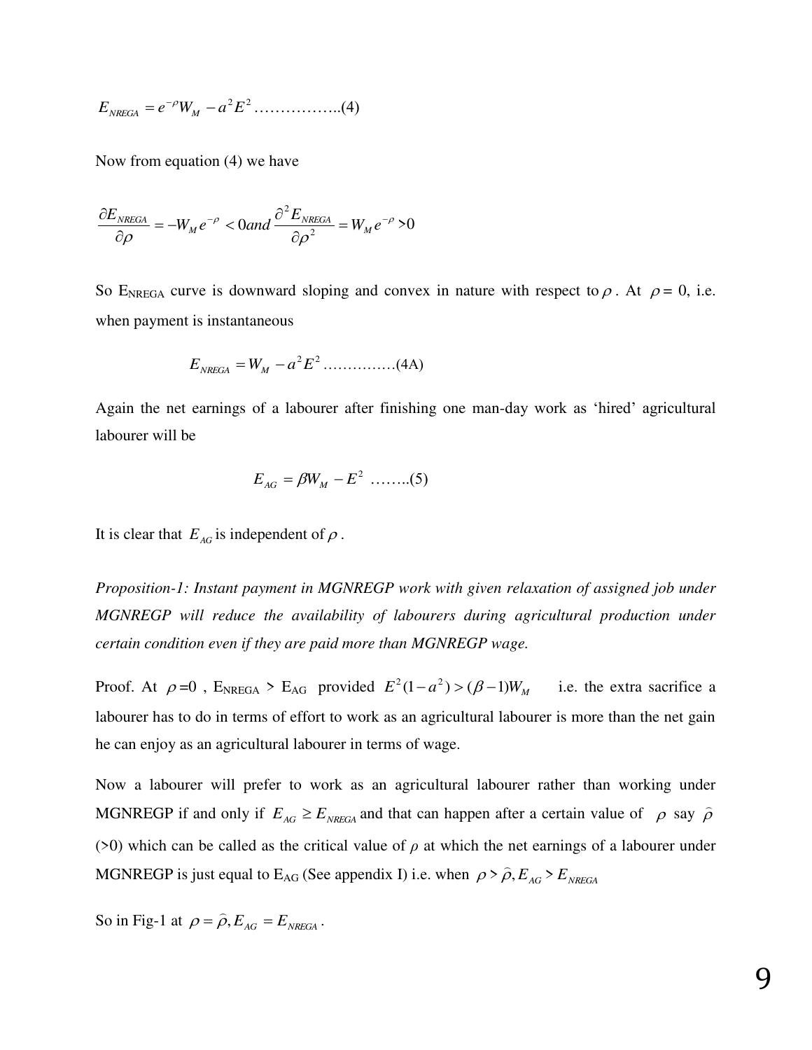$$E_{NREGA} = e^{-\rho} W_M - a^2 E^2 \text{ ……………..(4)}$$

Now from equation (4) we have

$$\frac{\partial E_{NREGA}}{\partial \rho} = -W_M e^{-\rho} < 0 \text{ and } \frac{\partial^2 E_{NREGA}}{\partial \rho^2} = W_M e^{-\rho} > 0$$

So $E_{NREGA}$ curve is downward sloping and convex in nature with respect to $\rho$. At $\rho = 0$, i.e. when payment is instantaneous

$$E_{NREGA} = W_M - a^2 E^2 \text{ ……………(4A)}$$

Again the net earnings of a labourer after finishing one man-day work as 'hired' agricultural labourer will be

$$E_{AG} = \beta W_M - E^2 \text{ ……..(5)}$$

It is clear that $E_{AG}$ is independent of $\rho$.

*Proposition-1: Instant payment in MGNREGP work with given relaxation of assigned job under MGNREGP will reduce the availability of labourers during agricultural production under certain condition even if they are paid more than MGNREGP wage.*

Proof. At $\rho = 0$, $E_{NREGA} > E_{AG}$ provided $E^2(1-a^2) > (\beta - 1)W_M$ i.e. the extra sacrifice a labourer has to do in terms of effort to work as an agricultural labourer is more than the net gain he can enjoy as an agricultural labourer in terms of wage.

Now a labourer will prefer to work as an agricultural labourer rather than working under MGNREGP if and only if $E_{AG} \geq E_{NREGA}$ and that can happen after a certain value of $\rho$ say $\hat{\rho}$ (>0) which can be called as the critical value of $\rho$ at which the net earnings of a labourer under MGNREGP is just equal to $E_{AG}$ (See appendix I) i.e. when $\rho > \hat{\rho}, E_{AG} > E_{NREGA}$

So in Fig-1 at $\rho = \hat{\rho}, E_{AG} = E_{NREGA}$.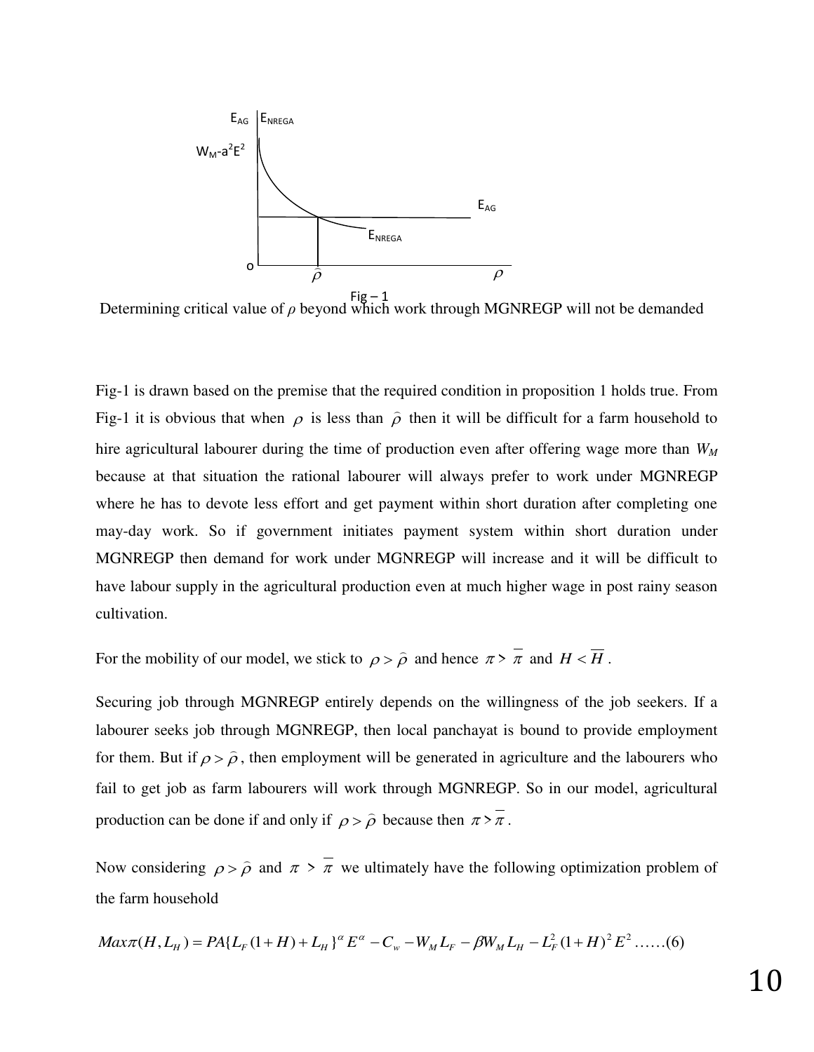$E_{AG}$ $E_{NREGA}$

$W_M - a^2E^2$

$E_{AG}$

$E_{NREGA}$

o

$\hat{\rho}$

$\rho$

Fig – 1

Determining critical value of $\rho$ beyond which work through MGNREGP will not be demanded

Fig-1 is drawn based on the premise that the required condition in proposition 1 holds true. From Fig-1 it is obvious that when $\rho$ is less than $\hat{\rho}$ then it will be difficult for a farm household to hire agricultural labourer during the time of production even after offering wage more than $W_M$ because at that situation the rational labourer will always prefer to work under MGNREGP where he has to devote less effort and get payment within short duration after completing one may-day work. So if government initiates payment system within short duration under MGNREGP then demand for work under MGNREGP will increase and it will be difficult to have labour supply in the agricultural production even at much higher wage in post rainy season cultivation.

For the mobility of our model, we stick to $\rho > \hat{\rho}$ and hence $\pi > \overline{\pi}$ and $H < \overline{H}$.

Securing job through MGNREGP entirely depends on the willingness of the job seekers. If a labourer seeks job through MGNREGP, then local panchayat is bound to provide employment for them. But if $\rho > \hat{\rho}$, then employment will be generated in agriculture and the labourers who fail to get job as farm labourers will work through MGNREGP. So in our model, agricultural production can be done if and only if $\rho > \hat{\rho}$ because then $\pi > \overline{\pi}$.

Now considering $\rho > \hat{\rho}$ and $\pi > \overline{\pi}$ we ultimately have the following optimization problem of the farm household

$$Max\pi(H, L_H) = PA\{L_F(1+H) + L_H\}^{\alpha} E^{\alpha} - C_w - W_M L_F - \beta W_M L_H - L_F^2 (1+H)^2 E^2 \ldots\ldots(6)$$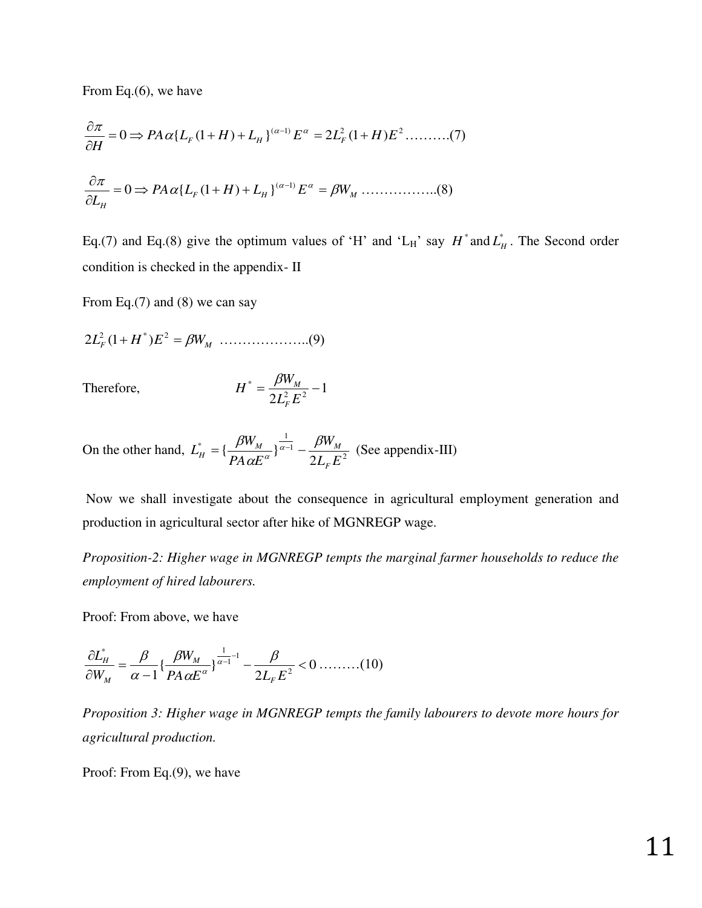From Eq.(6), we have

$$\frac{\partial \pi}{\partial H} = 0 \Rightarrow PA\alpha\{L_F(1+H)+L_H\}^{(\alpha-1)}E^{\alpha} = 2L_F^2(1+H)E^2 \text{……….(7)}$$

$$\frac{\partial \pi}{\partial L_H} = 0 \Rightarrow PA\alpha\{L_F(1+H)+L_H\}^{(\alpha-1)}E^{\alpha} = \beta W_M \text{……………..(8)}$$

Eq.(7) and Eq.(8) give the optimum values of 'H' and '$L_H$' say $H^*$ and $L_H^*$. The Second order condition is checked in the appendix- II

From Eq.(7) and (8) we can say

$$2L_F^2(1+H^*)E^2 = \beta W_M \text{ ………………..(9)}$$

Therefore, $$H^* = \frac{\beta W_M}{2L_F^2 E^2} - 1$$

On the other hand, $L_H^* = \{\frac{\beta W_M}{PA\alpha E^{\alpha}}\}^{\frac{1}{\alpha-1}} - \frac{\beta W_M}{2L_F E^2}$ (See appendix-III)

Now we shall investigate about the consequence in agricultural employment generation and production in agricultural sector after hike of MGNREGP wage.

*Proposition-2: Higher wage in MGNREGP tempts the marginal farmer households to reduce the employment of hired labourers.*

Proof: From above, we have

$$\frac{\partial L_H^*}{\partial W_M} = \frac{\beta}{\alpha-1}\{\frac{\beta W_M}{PA\alpha E^{\alpha}}\}^{\frac{1}{\alpha-1}-1} - \frac{\beta}{2L_F E^2} < 0 \text{ ………(10)}$$

*Proposition 3: Higher wage in MGNREGP tempts the family labourers to devote more hours for agricultural production.*

Proof: From Eq.(9), we have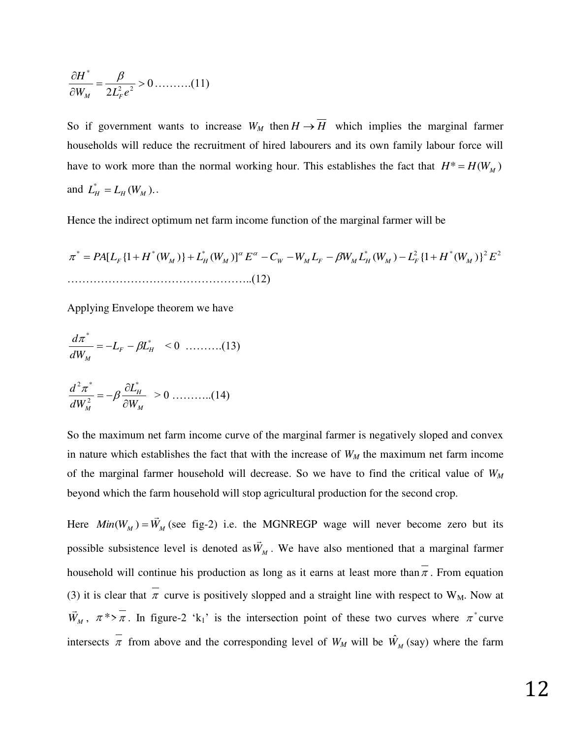$$\frac{\partial H^*}{\partial W_M} = \frac{\beta}{2L_F^2 e^2} > 0 \text{……….(11)}$$

So if government wants to increase $W_M$ then $H \rightarrow \overline{H}$ which implies the marginal farmer households will reduce the recruitment of hired labourers and its own family labour force will have to work more than the normal working hour. This establishes the fact that $H^* = H(W_M)$ and $L_H^* = L_H(W_M)$..

Hence the indirect optimum net farm income function of the marginal farmer will be

$$\pi^* = PA[L_F\{1 + H^*(W_M)\} + L_H^*(W_M)]^\alpha E^\alpha - C_W - W_M L_F - \beta W_M L_H^*(W_M) - L_F^2\{1 + H^*(W_M)\}^2 E^2$$
…………………………………………..(12)

Applying Envelope theorem we have

$$\frac{d\pi^*}{dW_M} = -L_F - \beta L_H^* \quad < 0 \text{ ……….(13)}$$

$$\frac{d^2\pi^*}{dW_M^2} = -\beta \frac{\partial L_H^*}{\partial W_M} \quad > 0 \text{ ………..(14)}$$

So the maximum net farm income curve of the marginal farmer is negatively sloped and convex in nature which establishes the fact that with the increase of $W_M$ the maximum net farm income of the marginal farmer household will decrease. So we have to find the critical value of $W_M$ beyond which the farm household will stop agricultural production for the second crop.

Here $Min(W_M) = \vec{W}_M$ (see fig-2) i.e. the MGNREGP wage will never become zero but its possible subsistence level is denoted as $\vec{W}_M$. We have also mentioned that a marginal farmer household will continue his production as long as it earns at least more than $\overline{\pi}$. From equation (3) it is clear that $\overline{\pi}$ curve is positively slopped and a straight line with respect to $W_M$. Now at $\vec{W}_M$, $\pi^* > \overline{\pi}$. In figure-2 '$k_1$' is the intersection point of these two curves where $\pi^*$ curve intersects $\overline{\pi}$ from above and the corresponding level of $W_M$ will be $\hat{W}_M$ (say) where the farm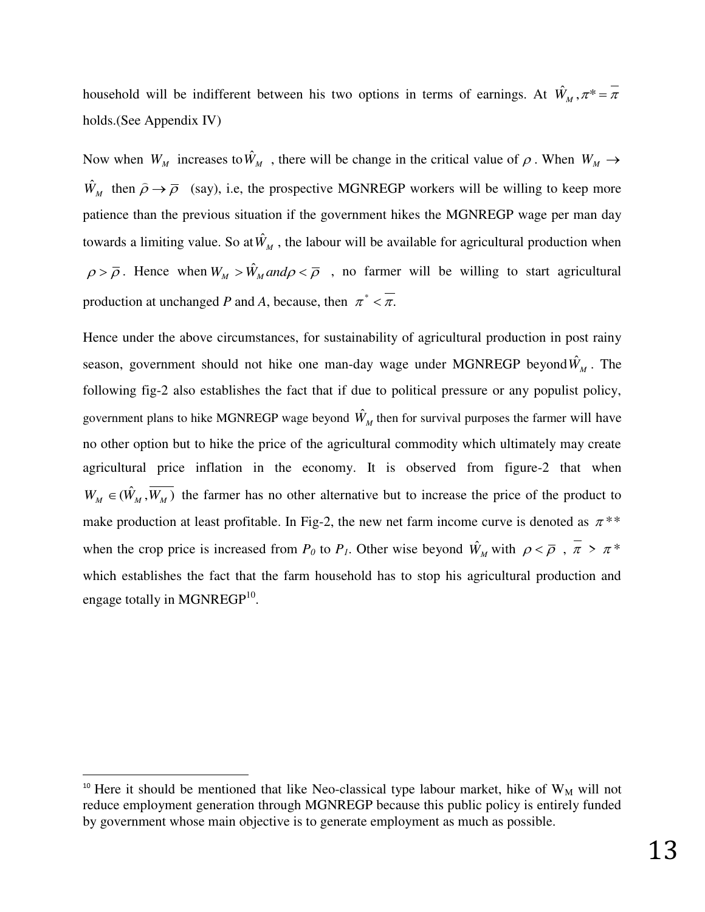household will be indifferent between his two options in terms of earnings. At $\hat{W}_M, \pi^* = \overline{\pi}$ holds.(See Appendix IV)

Now when $W_M$ increases to $\hat{W}_M$, there will be change in the critical value of $\rho$. When $W_M \rightarrow \hat{W}_M$ then $\hat{\rho} \rightarrow \overline{\rho}$ (say), i.e, the prospective MGNREGP workers will be willing to keep more patience than the previous situation if the government hikes the MGNREGP wage per man day towards a limiting value. So at $\hat{W}_M$, the labour will be available for agricultural production when $\rho > \overline{\rho}$. Hence when $W_M > \hat{W}_M \, and \, \rho < \overline{\rho}$, no farmer will be willing to start agricultural production at unchanged *P* and *A*, because, then $\pi^* < \overline{\pi}$.

Hence under the above circumstances, for sustainability of agricultural production in post rainy season, government should not hike one man-day wage under MGNREGP beyond $\hat{W}_M$. The following fig-2 also establishes the fact that if due to political pressure or any populist policy, government plans to hike MGNREGP wage beyond $\hat{W}_M$ then for survival purposes the farmer will have no other option but to hike the price of the agricultural commodity which ultimately may create agricultural price inflation in the economy. It is observed from figure-2 that when $W_M \in (\hat{W}_M, \overline{W_M})$ the farmer has no other alternative but to increase the price of the product to make production at least profitable. In Fig-2, the new net farm income curve is denoted as $\pi^{**}$ when the crop price is increased from $P_0$ to $P_1$. Other wise beyond $\hat{W}_M$ with $\rho < \overline{\rho}$, $\overline{\pi} > \pi^*$ which establishes the fact that the farm household has to stop his agricultural production and engage totally in MGNREGP[10].

[10] Here it should be mentioned that like Neo-classical type labour market, hike of $W_M$ will not reduce employment generation through MGNREGP because this public policy is entirely funded by government whose main objective is to generate employment as much as possible.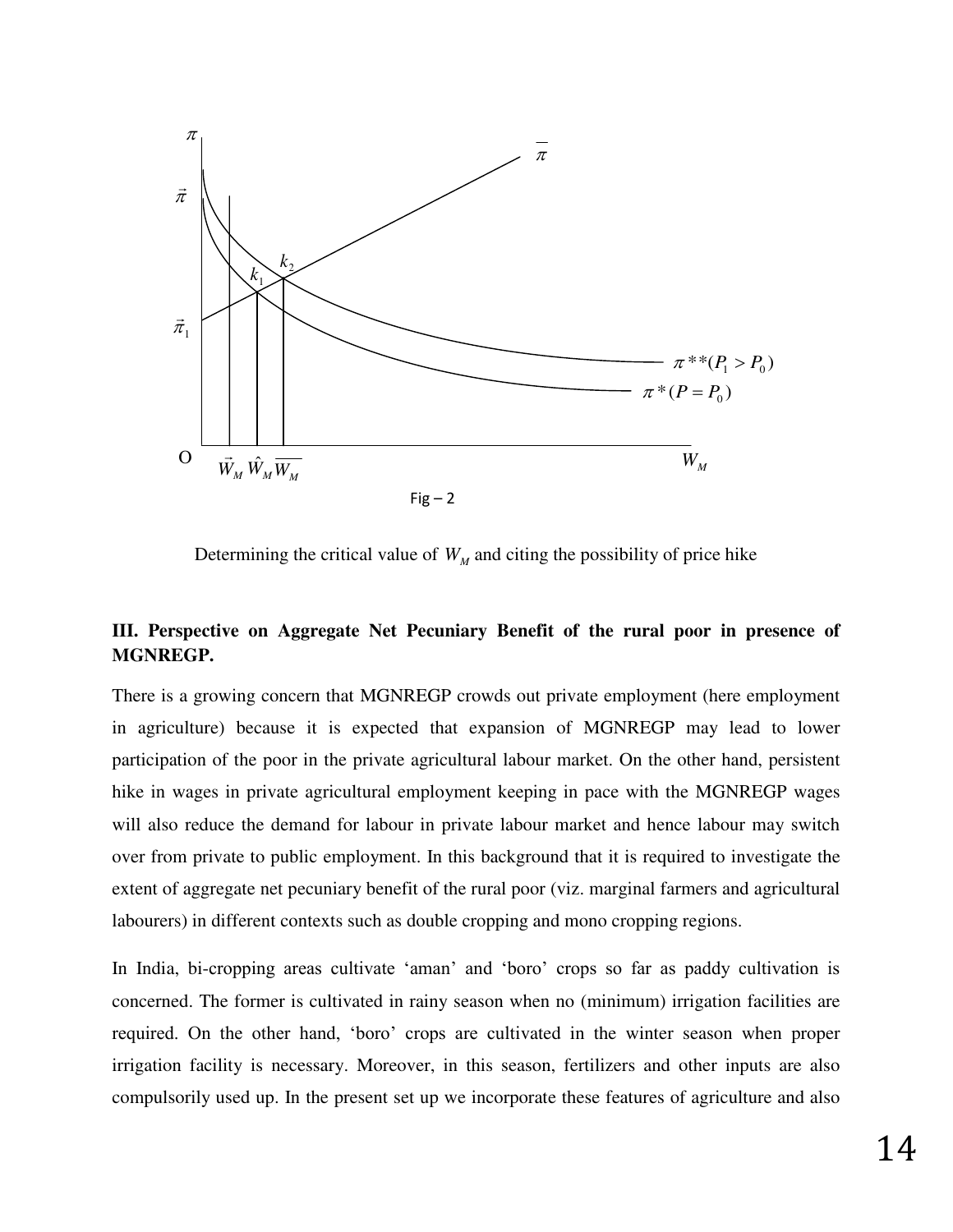$\pi$

$\overline{\pi}$

$\vec{\pi}$

$k_2$

$k_1$

$\vec{\pi}_1$

$\pi^{**}(P_1 > P_0)$

$\pi^{*}(P = P_0)$

O $\vec{W}_M$ $\hat{W}_M$ $\overline{W_M}$ $W_M$

Fig – 2

Determining the critical value of $W_M$ and citing the possibility of price hike

### III. Perspective on Aggregate Net Pecuniary Benefit of the rural poor in presence of MGNREGP.

There is a growing concern that MGNREGP crowds out private employment (here employment in agriculture) because it is expected that expansion of MGNREGP may lead to lower participation of the poor in the private agricultural labour market. On the other hand, persistent hike in wages in private agricultural employment keeping in pace with the MGNREGP wages will also reduce the demand for labour in private labour market and hence labour may switch over from private to public employment. In this background that it is required to investigate the extent of aggregate net pecuniary benefit of the rural poor (viz. marginal farmers and agricultural labourers) in different contexts such as double cropping and mono cropping regions.

In India, bi-cropping areas cultivate 'aman' and 'boro' crops so far as paddy cultivation is concerned. The former is cultivated in rainy season when no (minimum) irrigation facilities are required. On the other hand, 'boro' crops are cultivated in the winter season when proper irrigation facility is necessary. Moreover, in this season, fertilizers and other inputs are also compulsorily used up. In the present set up we incorporate these features of agriculture and also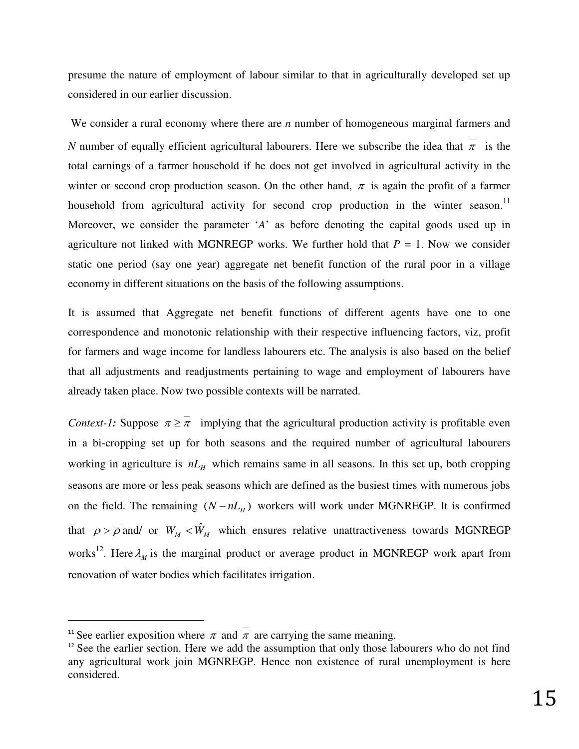presume the nature of employment of labour similar to that in agriculturally developed set up considered in our earlier discussion.

We consider a rural economy where there are *n* number of homogeneous marginal farmers and *N* number of equally efficient agricultural labourers. Here we subscribe the idea that $\overline{\pi}$ is the total earnings of a farmer household if he does not get involved in agricultural activity in the winter or second crop production season. On the other hand, $\pi$ is again the profit of a farmer household from agricultural activity for second crop production in the winter season.[11] Moreover, we consider the parameter '*A*' as before denoting the capital goods used up in agriculture not linked with MGNREGP works. We further hold that $P = 1$. Now we consider static one period (say one year) aggregate net benefit function of the rural poor in a village economy in different situations on the basis of the following assumptions.

It is assumed that Aggregate net benefit functions of different agents have one to one correspondence and monotonic relationship with their respective influencing factors, viz, profit for farmers and wage income for landless labourers etc. The analysis is also based on the belief that all adjustments and readjustments pertaining to wage and employment of labourers have already taken place. Now two possible contexts will be narrated.

*Context-1:* Suppose $\pi \geq \overline{\pi}$ implying that the agricultural production activity is profitable even in a bi-cropping set up for both seasons and the required number of agricultural labourers working in agriculture is $nL_H$ which remains same in all seasons. In this set up, both cropping seasons are more or less peak seasons which are defined as the busiest times with numerous jobs on the field. The remaining $(N - nL_H)$ workers will work under MGNREGP. It is confirmed that $\rho > \overline{\rho}$ and/ or $W_M < \hat{W}_M$ which ensures relative unattractiveness towards MGNREGP works[12]. Here $\lambda_M$ is the marginal product or average product in MGNREGP work apart from renovation of water bodies which facilitates irrigation.

---

[11] See earlier exposition where $\pi$ and $\overline{\pi}$ are carrying the same meaning.

[12] See the earlier section. Here we add the assumption that only those labourers who do not find any agricultural work join MGNREGP. Hence non existence of rural unemployment is here considered.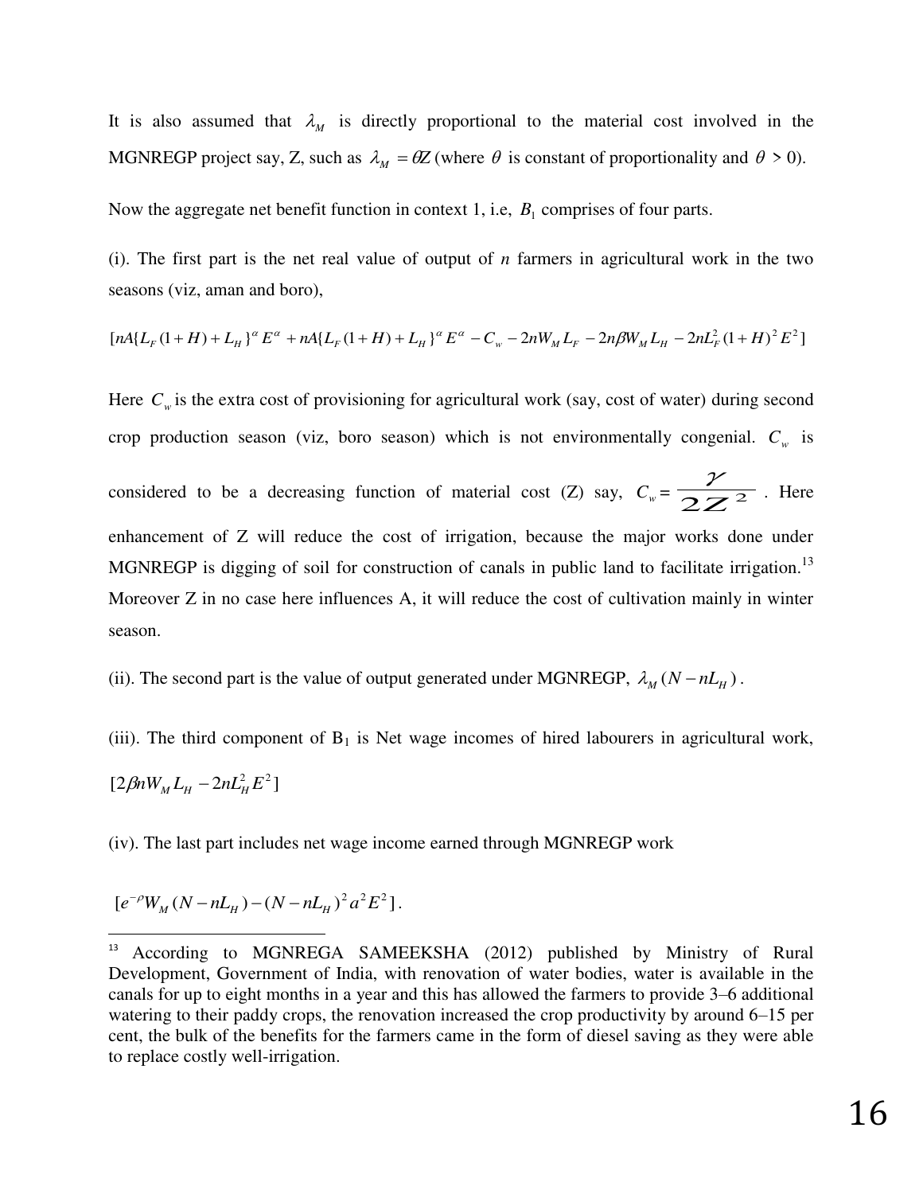It is also assumed that $\lambda_M$ is directly proportional to the material cost involved in the MGNREGP project say, Z, such as $\lambda_M = \theta Z$ (where $\theta$ is constant of proportionality and $\theta$ > 0).

Now the aggregate net benefit function in context 1, i.e, $B_1$ comprises of four parts.

(i). The first part is the net real value of output of *n* farmers in agricultural work in the two seasons (viz, aman and boro),

$$[nA\{L_F(1+H)+L_H\}^{\alpha}E^{\alpha} + nA\{L_F(1+H)+L_H\}^{\alpha}E^{\alpha} - C_w - 2nW_M L_F - 2n\beta W_M L_H - 2nL_F^2(1+H)^2E^2]$$

Here $C_w$ is the extra cost of provisioning for agricultural work (say, cost of water) during second crop production season (viz, boro season) which is not environmentally congenial. $C_w$ is considered to be a decreasing function of material cost (Z) say, $C_w = \dfrac{\gamma}{2Z^2}$. Here enhancement of Z will reduce the cost of irrigation, because the major works done under MGNREGP is digging of soil for construction of canals in public land to facilitate irrigation.[13] Moreover Z in no case here influences A, it will reduce the cost of cultivation mainly in winter season.

(ii). The second part is the value of output generated under MGNREGP, $\lambda_M(N - nL_H)$.

(iii). The third component of $B_1$ is Net wage incomes of hired labourers in agricultural work, $[2\beta nW_M L_H - 2nL_H^2E^2]$

(iv). The last part includes net wage income earned through MGNREGP work

$[e^{-\rho}W_M(N - nL_H) - (N - nL_H)^2 a^2 E^2]$.

---

[13] According to MGNREGA SAMEEKSHA (2012) published by Ministry of Rural Development, Government of India, with renovation of water bodies, water is available in the canals for up to eight months in a year and this has allowed the farmers to provide 3–6 additional watering to their paddy crops, the renovation increased the crop productivity by around 6–15 per cent, the bulk of the benefits for the farmers came in the form of diesel saving as they were able to replace costly well-irrigation.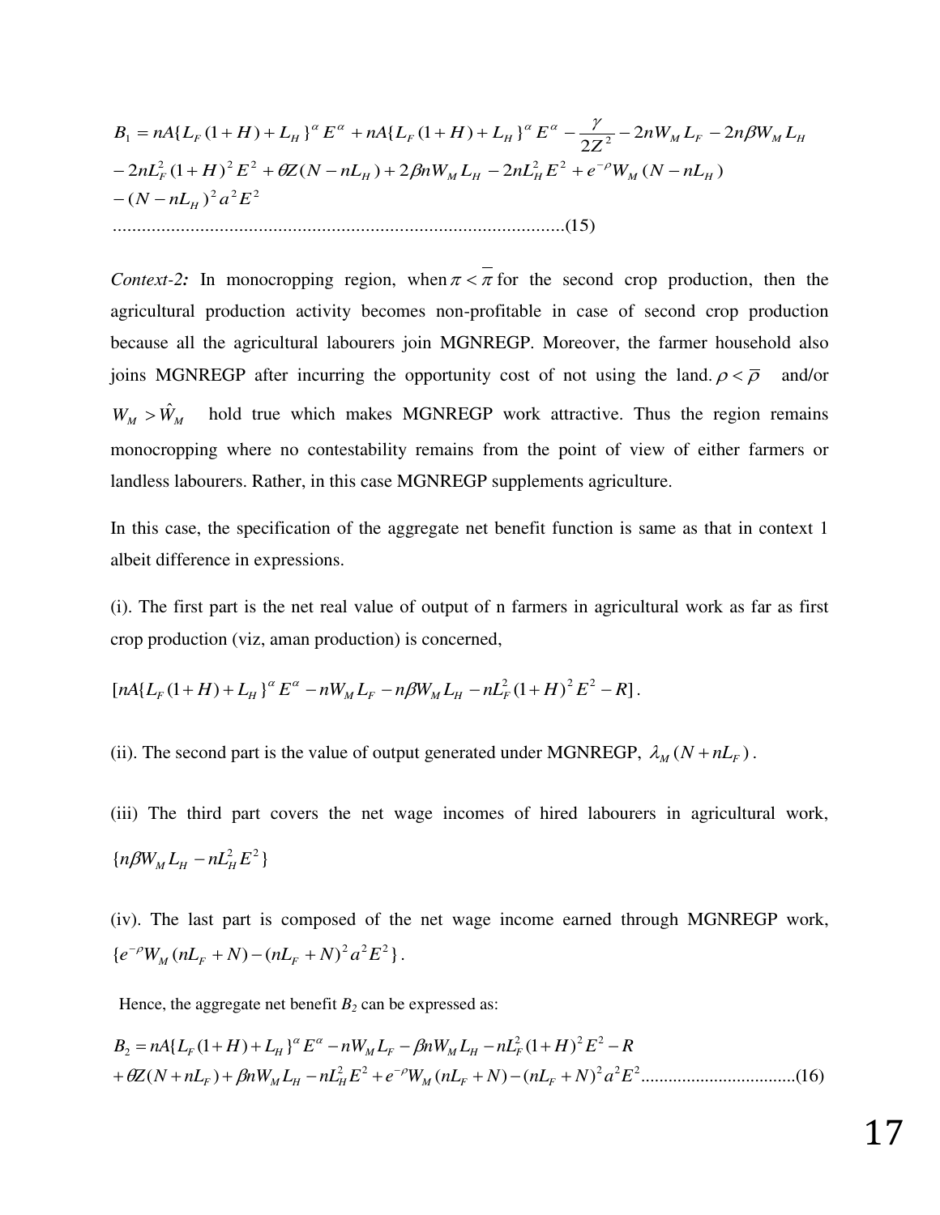$$B_1 = nA\{L_F(1+H)+L_H\}^{\alpha}E^{\alpha} + nA\{L_F(1+H)+L_H\}^{\alpha}E^{\alpha} - \frac{\gamma}{2Z^2} - 2nW_M L_F - 2n\beta W_M L_H$$
$$- 2nL_F^2(1+H)^2E^2 + \theta Z(N - nL_H) + 2\beta nW_M L_H - 2nL_H^2E^2 + e^{-\rho}W_M(N - nL_H)$$
$$-(N - nL_H)^2 a^2 E^2$$
..............................................................................................(15)

*Context-2:* In monocropping region, when $\pi < \overline{\pi}$ for the second crop production, then the agricultural production activity becomes non-profitable in case of second crop production because all the agricultural labourers join MGNREGP. Moreover, the farmer household also joins MGNREGP after incurring the opportunity cost of not using the land. $\rho < \overline{\rho}$ and/or $W_M > \hat{W}_M$ hold true which makes MGNREGP work attractive. Thus the region remains monocropping where no contestability remains from the point of view of either farmers or landless labourers. Rather, in this case MGNREGP supplements agriculture.

In this case, the specification of the aggregate net benefit function is same as that in context 1 albeit difference in expressions.

(i). The first part is the net real value of output of n farmers in agricultural work as far as first crop production (viz, aman production) is concerned,

$$[nA\{L_F(1+H)+L_H\}^{\alpha}E^{\alpha} - nW_M L_F - n\beta W_M L_H - nL_F^2(1+H)^2E^2 - R].$$

(ii). The second part is the value of output generated under MGNREGP, $\lambda_M(N + nL_F)$.

(iii) The third part covers the net wage incomes of hired labourers in agricultural work, $\{n\beta W_M L_H - nL_H^2E^2\}$

(iv). The last part is composed of the net wage income earned through MGNREGP work, $\{e^{-\rho}W_M(nL_F + N) - (nL_F + N)^2a^2E^2\}$.

Hence, the aggregate net benefit $B_2$ can be expressed as:

$$B_2 = nA\{L_F(1+H)+L_H\}^{\alpha}E^{\alpha} - nW_M L_F - \beta nW_M L_H - nL_F^2(1+H)^2E^2 - R$$
$$+ \theta Z(N + nL_F) + \beta nW_M L_H - nL_H^2E^2 + e^{-\rho}W_M(nL_F + N) - (nL_F + N)^2a^2E^2 \quad (16)$$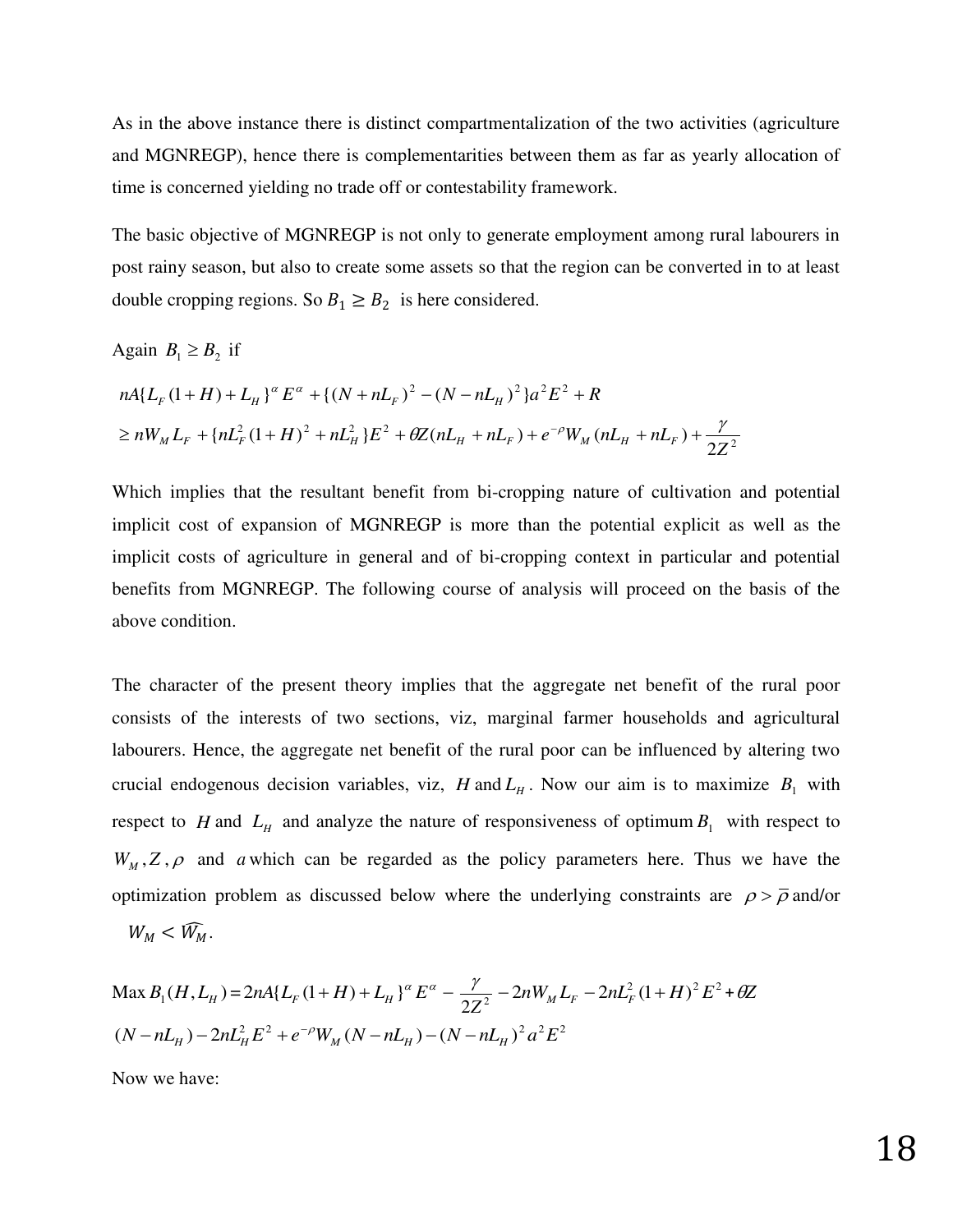As in the above instance there is distinct compartmentalization of the two activities (agriculture and MGNREGP), hence there is complementarities between them as far as yearly allocation of time is concerned yielding no trade off or contestability framework.

The basic objective of MGNREGP is not only to generate employment among rural labourers in post rainy season, but also to create some assets so that the region can be converted in to at least double cropping regions. So $B_1 \geq B_2$ is here considered.

Again $B_1 \geq B_2$ if

$$nA\{L_F(1+H)+L_H\}^{\alpha}E^{\alpha}+\{(N+nL_F)^2-(N-nL_H)^2\}a^2E^2+R$$
$$\geq nW_M L_F+\{nL_F^2(1+H)^2+nL_H^2\}E^2+\theta Z(nL_H+nL_F)+e^{-\rho}W_M(nL_H+nL_F)+\frac{\gamma}{2Z^2}$$

Which implies that the resultant benefit from bi-cropping nature of cultivation and potential implicit cost of expansion of MGNREGP is more than the potential explicit as well as the implicit costs of agriculture in general and of bi-cropping context in particular and potential benefits from MGNREGP. The following course of analysis will proceed on the basis of the above condition.

The character of the present theory implies that the aggregate net benefit of the rural poor consists of the interests of two sections, viz, marginal farmer households and agricultural labourers. Hence, the aggregate net benefit of the rural poor can be influenced by altering two crucial endogenous decision variables, viz, $H$ and $L_H$. Now our aim is to maximize $B_1$ with respect to $H$ and $L_H$ and analyze the nature of responsiveness of optimum $B_1$ with respect to $W_M, Z, \rho$ and $a$ which can be regarded as the policy parameters here. Thus we have the optimization problem as discussed below where the underlying constraints are $\rho > \bar{\rho}$ and/or $W_M < \widehat{W_M}$.

$$\text{Max } B_1(H,L_H)=2nA\{L_F(1+H)+L_H\}^{\alpha}E^{\alpha}-\frac{\gamma}{2Z^2}-2nW_M L_F-2nL_F^2(1+H)^2E^2+\theta Z$$
$$(N-nL_H)-2nL_H^2E^2+e^{-\rho}W_M(N-nL_H)-(N-nL_H)^2a^2E^2$$

Now we have: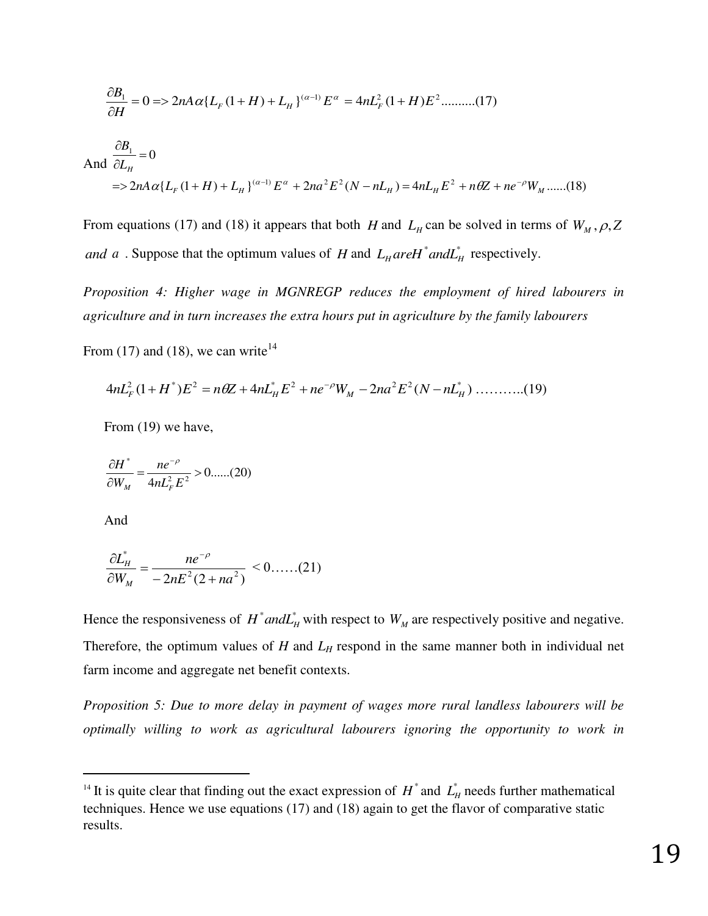$$\frac{\partial B_1}{\partial H} = 0 \Rightarrow 2nA\alpha\{L_F(1+H)+L_H\}^{(\alpha-1)}E^{\alpha} = 4nL_F^2(1+H)E^2 \text{..........(17)}$$

And $\frac{\partial B_1}{\partial L_H} = 0$

$$\Rightarrow 2nA\alpha\{L_F(1+H)+L_H\}^{(\alpha-1)}E^{\alpha} + 2na^2E^2(N-nL_H) = 4nL_HE^2 + n\theta Z + ne^{-\rho}W_M \text{......(18)}$$

From equations (17) and (18) it appears that both $H$ and $L_H$ can be solved in terms of $W_M, \rho, Z$ *and* $a$. Suppose that the optimum values of $H$ and $L_H$ are $H^*$ and $L_H^*$ respectively.

*Proposition 4: Higher wage in MGNREGP reduces the employment of hired labourers in agriculture and in turn increases the extra hours put in agriculture by the family labourers*

From (17) and (18), we can write[14]

$$4nL_F^2(1+H^*)E^2 = n\theta Z + 4nL_H^*E^2 + ne^{-\rho}W_M - 2na^2E^2(N-nL_H^*) \text{………..(19)}$$

From (19) we have,

$$\frac{\partial H^*}{\partial W_M} = \frac{ne^{-\rho}}{4nL_F^2E^2} > 0 \text{......(20)}$$

And

$$\frac{\partial L_H^*}{\partial W_M} = \frac{ne^{-\rho}}{-2nE^2(2+na^2)} < 0 \text{……(21)}$$

Hence the responsiveness of $H^*$ and $L_H^*$ with respect to $W_M$ are respectively positive and negative. Therefore, the optimum values of *H* and $L_H$ respond in the same manner both in individual net farm income and aggregate net benefit contexts.

*Proposition 5: Due to more delay in payment of wages more rural landless labourers will be optimally willing to work as agricultural labourers ignoring the opportunity to work in*

---

[14] It is quite clear that finding out the exact expression of $H^*$ and $L_H^*$ needs further mathematical techniques. Hence we use equations (17) and (18) again to get the flavor of comparative static results.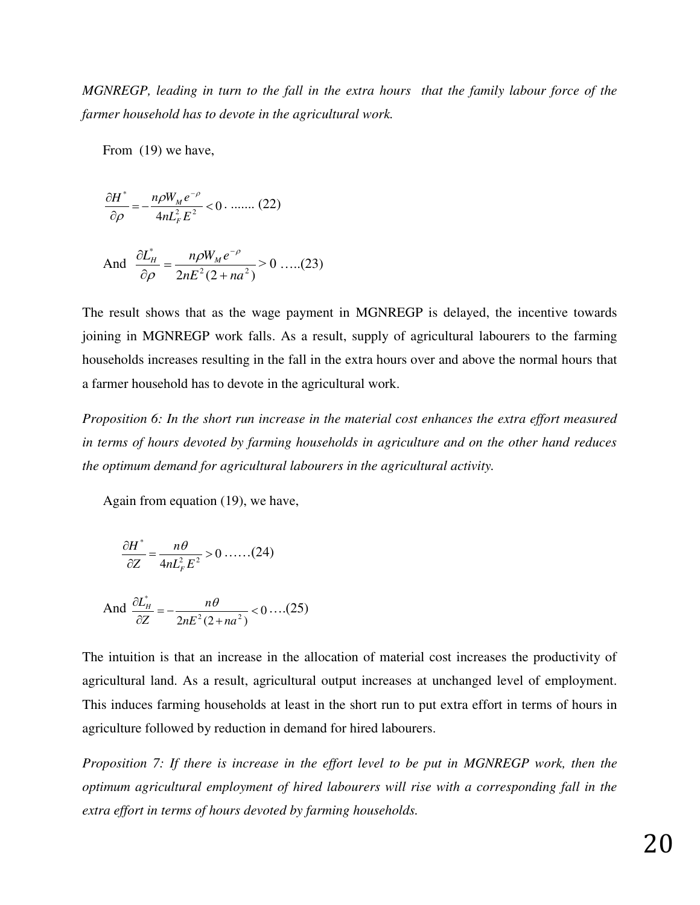*MGNREGP, leading in turn to the fall in the extra hours that the family labour force of the farmer household has to devote in the agricultural work.*

From (19) we have,

$$\frac{\partial H^*}{\partial \rho} = -\frac{n\rho W_M e^{-\rho}}{4nL_F^2 E^2} < 0 \text{. ....... (22)}$$

And $\frac{\partial L_H^*}{\partial \rho} = \frac{n\rho W_M e^{-\rho}}{2nE^2(2+na^2)} > 0$ .....(23)

The result shows that as the wage payment in MGNREGP is delayed, the incentive towards joining in MGNREGP work falls. As a result, supply of agricultural labourers to the farming households increases resulting in the fall in the extra hours over and above the normal hours that a farmer household has to devote in the agricultural work.

*Proposition 6: In the short run increase in the material cost enhances the extra effort measured in terms of hours devoted by farming households in agriculture and on the other hand reduces the optimum demand for agricultural labourers in the agricultural activity.*

Again from equation (19), we have,

$$\frac{\partial H^*}{\partial Z} = \frac{n\theta}{4nL_F^2 E^2} > 0 \text{ ......(24)}$$

And $\frac{\partial L_H^*}{\partial Z} = -\frac{n\theta}{2nE^2(2+na^2)} < 0$ ....(25)

The intuition is that an increase in the allocation of material cost increases the productivity of agricultural land. As a result, agricultural output increases at unchanged level of employment. This induces farming households at least in the short run to put extra effort in terms of hours in agriculture followed by reduction in demand for hired labourers.

*Proposition 7: If there is increase in the effort level to be put in MGNREGP work, then the optimum agricultural employment of hired labourers will rise with a corresponding fall in the extra effort in terms of hours devoted by farming households.*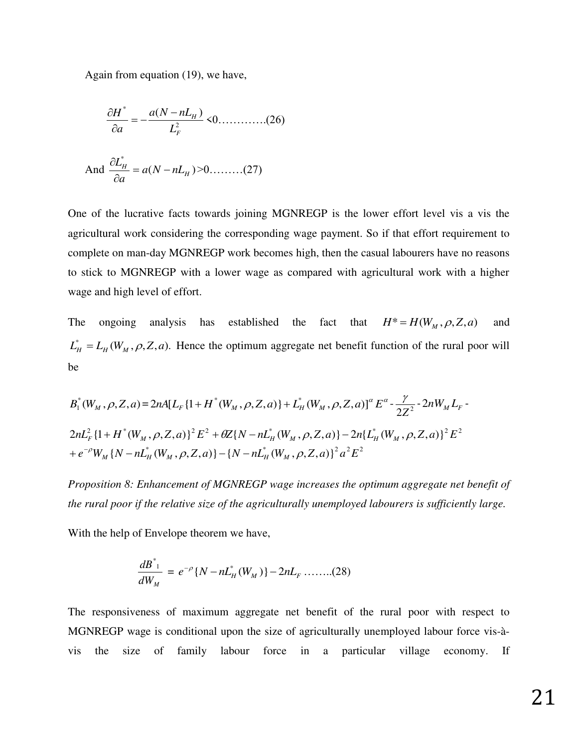Again from equation (19), we have,

$$\frac{\partial H^*}{\partial a} = -\frac{a(N - nL_H)}{L_F^2} < 0 \text{…………}(26)$$

And $\frac{\partial L_H^*}{\partial a} = a(N - nL_H) > 0$………(27)

One of the lucrative facts towards joining MGNREGP is the lower effort level vis a vis the agricultural work considering the corresponding wage payment. So if that effort requirement to complete on man-day MGNREGP work becomes high, then the casual labourers have no reasons to stick to MGNREGP with a lower wage as compared with agricultural work with a higher wage and high level of effort.

The ongoing analysis has established the fact that $H^* = H(W_M, \rho, Z, a)$ and $L_H^* = L_H(W_M, \rho, Z, a)$. Hence the optimum aggregate net benefit function of the rural poor will be

$$B_1^*(W_M, \rho, Z, a) = 2nA[L_F\{1 + H^*(W_M, \rho, Z, a)\} + L_H^*(W_M, \rho, Z, a)]^\alpha E^\alpha - \frac{\gamma}{2Z^2} - 2nW_M L_F -$$
$$2nL_F^2\{1 + H^*(W_M, \rho, Z, a)\}^2 E^2 + \theta Z\{N - nL_H^*(W_M, \rho, Z, a)\} - 2n\{L_H^*(W_M, \rho, Z, a)\}^2 E^2$$
$$+ e^{-\rho} W_M\{N - nL_H^*(W_M, \rho, Z, a)\} - \{N - nL_H^*(W_M, \rho, Z, a)\}^2 a^2 E^2$$

*Proposition 8: Enhancement of MGNREGP wage increases the optimum aggregate net benefit of the rural poor if the relative size of the agriculturally unemployed labourers is sufficiently large.*

With the help of Envelope theorem we have,

$$\frac{dB_1^*}{dW_M} = e^{-\rho}\{N - nL_H^*(W_M)\} - 2nL_F \text{……..}(28)$$

The responsiveness of maximum aggregate net benefit of the rural poor with respect to MGNREGP wage is conditional upon the size of agriculturally unemployed labour force vis-à-vis the size of family labour force in a particular village economy. If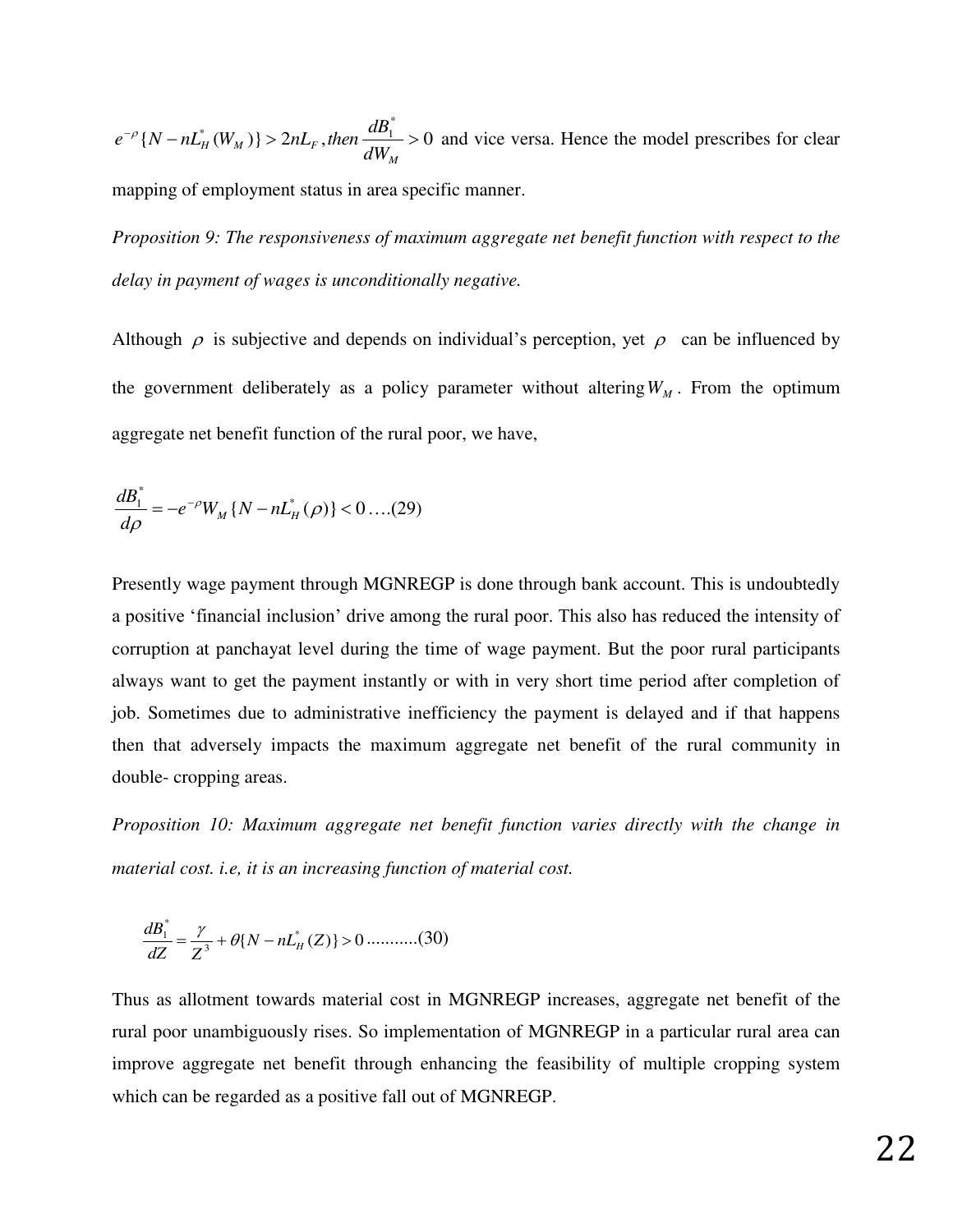$e^{-\rho}\{N - nL_H^*(W_M)\} > 2nL_F$, then $\dfrac{dB_1^*}{dW_M} > 0$ and vice versa. Hence the model prescribes for clear mapping of employment status in area specific manner.

*Proposition 9: The responsiveness of maximum aggregate net benefit function with respect to the delay in payment of wages is unconditionally negative.*

Although $\rho$ is subjective and depends on individual's perception, yet $\rho$ can be influenced by the government deliberately as a policy parameter without altering $W_M$. From the optimum aggregate net benefit function of the rural poor, we have,

$$\frac{dB_1^*}{d\rho} = -e^{-\rho} W_M \{N - nL_H^*(\rho)\} < 0 \ldots.(29)$$

Presently wage payment through MGNREGP is done through bank account. This is undoubtedly a positive 'financial inclusion' drive among the rural poor. This also has reduced the intensity of corruption at panchayat level during the time of wage payment. But the poor rural participants always want to get the payment instantly or with in very short time period after completion of job. Sometimes due to administrative inefficiency the payment is delayed and if that happens then that adversely impacts the maximum aggregate net benefit of the rural community in double- cropping areas.

*Proposition 10: Maximum aggregate net benefit function varies directly with the change in material cost. i.e, it is an increasing function of material cost.*

$$\frac{dB_1^*}{dZ} = \frac{\gamma}{Z^3} + \theta\{N - nL_H^*(Z)\} > 0 \ldots\ldots\ldots..(30)$$

Thus as allotment towards material cost in MGNREGP increases, aggregate net benefit of the rural poor unambiguously rises. So implementation of MGNREGP in a particular rural area can improve aggregate net benefit through enhancing the feasibility of multiple cropping system which can be regarded as a positive fall out of MGNREGP.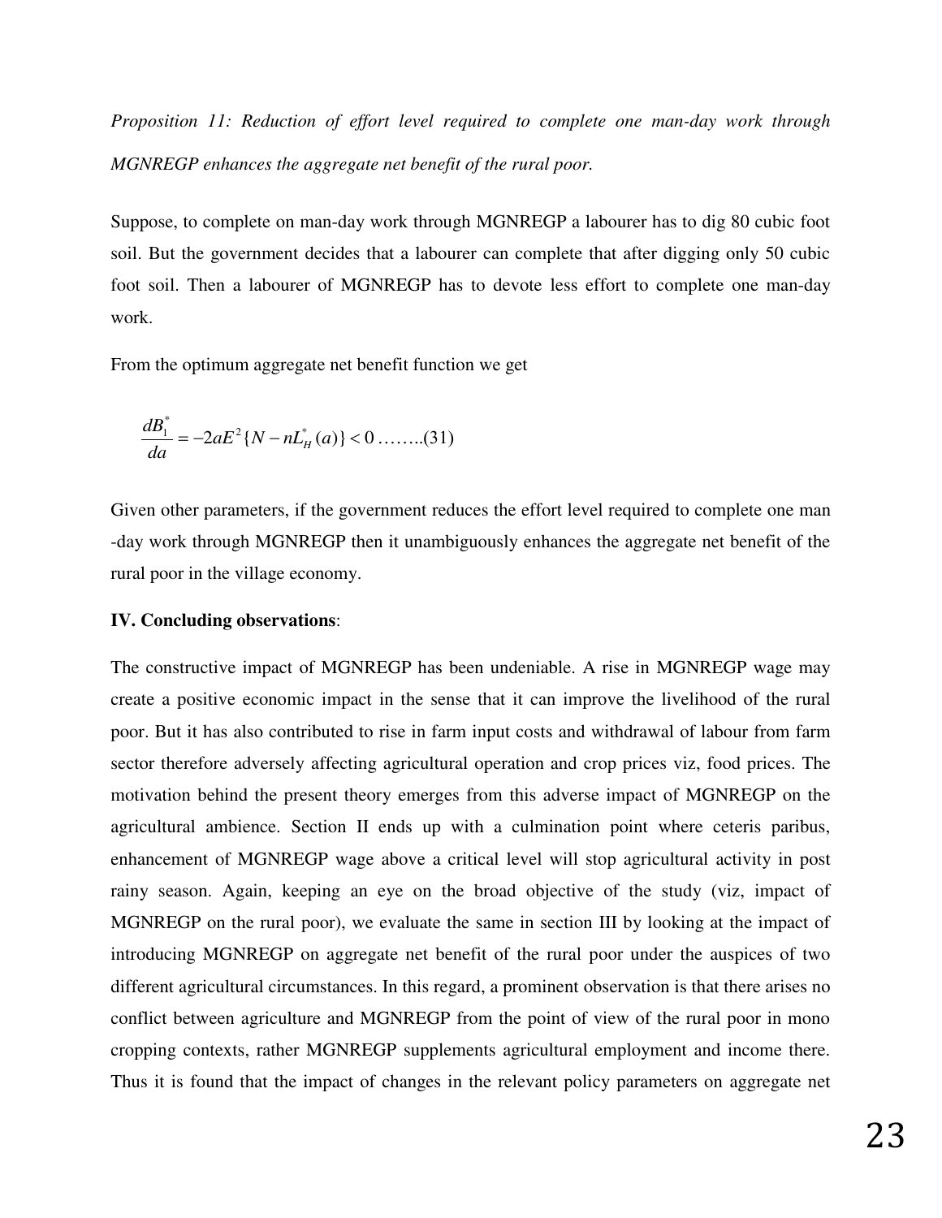*Proposition 11: Reduction of effort level required to complete one man-day work through MGNREGP enhances the aggregate net benefit of the rural poor.*

Suppose, to complete on man-day work through MGNREGP a labourer has to dig 80 cubic foot soil. But the government decides that a labourer can complete that after digging only 50 cubic foot soil. Then a labourer of MGNREGP has to devote less effort to complete one man-day work.

From the optimum aggregate net benefit function we get

$$\frac{dB_1^*}{da} = -2aE^2\{N - nL_H^*(a)\} < 0 \text{ ........(31)}$$

Given other parameters, if the government reduces the effort level required to complete one man -day work through MGNREGP then it unambiguously enhances the aggregate net benefit of the rural poor in the village economy.

## IV. Concluding observations:

The constructive impact of MGNREGP has been undeniable. A rise in MGNREGP wage may create a positive economic impact in the sense that it can improve the livelihood of the rural poor. But it has also contributed to rise in farm input costs and withdrawal of labour from farm sector therefore adversely affecting agricultural operation and crop prices viz, food prices. The motivation behind the present theory emerges from this adverse impact of MGNREGP on the agricultural ambience. Section II ends up with a culmination point where ceteris paribus, enhancement of MGNREGP wage above a critical level will stop agricultural activity in post rainy season. Again, keeping an eye on the broad objective of the study (viz, impact of MGNREGP on the rural poor), we evaluate the same in section III by looking at the impact of introducing MGNREGP on aggregate net benefit of the rural poor under the auspices of two different agricultural circumstances. In this regard, a prominent observation is that there arises no conflict between agriculture and MGNREGP from the point of view of the rural poor in mono cropping contexts, rather MGNREGP supplements agricultural employment and income there. Thus it is found that the impact of changes in the relevant policy parameters on aggregate net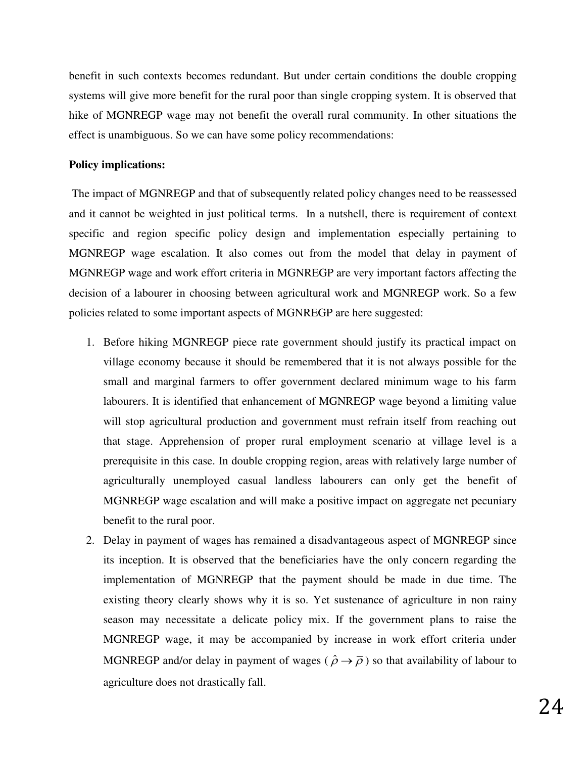benefit in such contexts becomes redundant. But under certain conditions the double cropping systems will give more benefit for the rural poor than single cropping system. It is observed that hike of MGNREGP wage may not benefit the overall rural community. In other situations the effect is unambiguous. So we can have some policy recommendations:

**Policy implications:**

The impact of MGNREGP and that of subsequently related policy changes need to be reassessed and it cannot be weighted in just political terms. In a nutshell, there is requirement of context specific and region specific policy design and implementation especially pertaining to MGNREGP wage escalation. It also comes out from the model that delay in payment of MGNREGP wage and work effort criteria in MGNREGP are very important factors affecting the decision of a labourer in choosing between agricultural work and MGNREGP work. So a few policies related to some important aspects of MGNREGP are here suggested:

1. Before hiking MGNREGP piece rate government should justify its practical impact on village economy because it should be remembered that it is not always possible for the small and marginal farmers to offer government declared minimum wage to his farm labourers. It is identified that enhancement of MGNREGP wage beyond a limiting value will stop agricultural production and government must refrain itself from reaching out that stage. Apprehension of proper rural employment scenario at village level is a prerequisite in this case. In double cropping region, areas with relatively large number of agriculturally unemployed casual landless labourers can only get the benefit of MGNREGP wage escalation and will make a positive impact on aggregate net pecuniary benefit to the rural poor.
2. Delay in payment of wages has remained a disadvantageous aspect of MGNREGP since its inception. It is observed that the beneficiaries have the only concern regarding the implementation of MGNREGP that the payment should be made in due time. The existing theory clearly shows why it is so. Yet sustenance of agriculture in non rainy season may necessitate a delicate policy mix. If the government plans to raise the MGNREGP wage, it may be accompanied by increase in work effort criteria under MGNREGP and/or delay in payment of wages ( $\hat{\rho} \rightarrow \bar{\rho}$ ) so that availability of labour to agriculture does not drastically fall.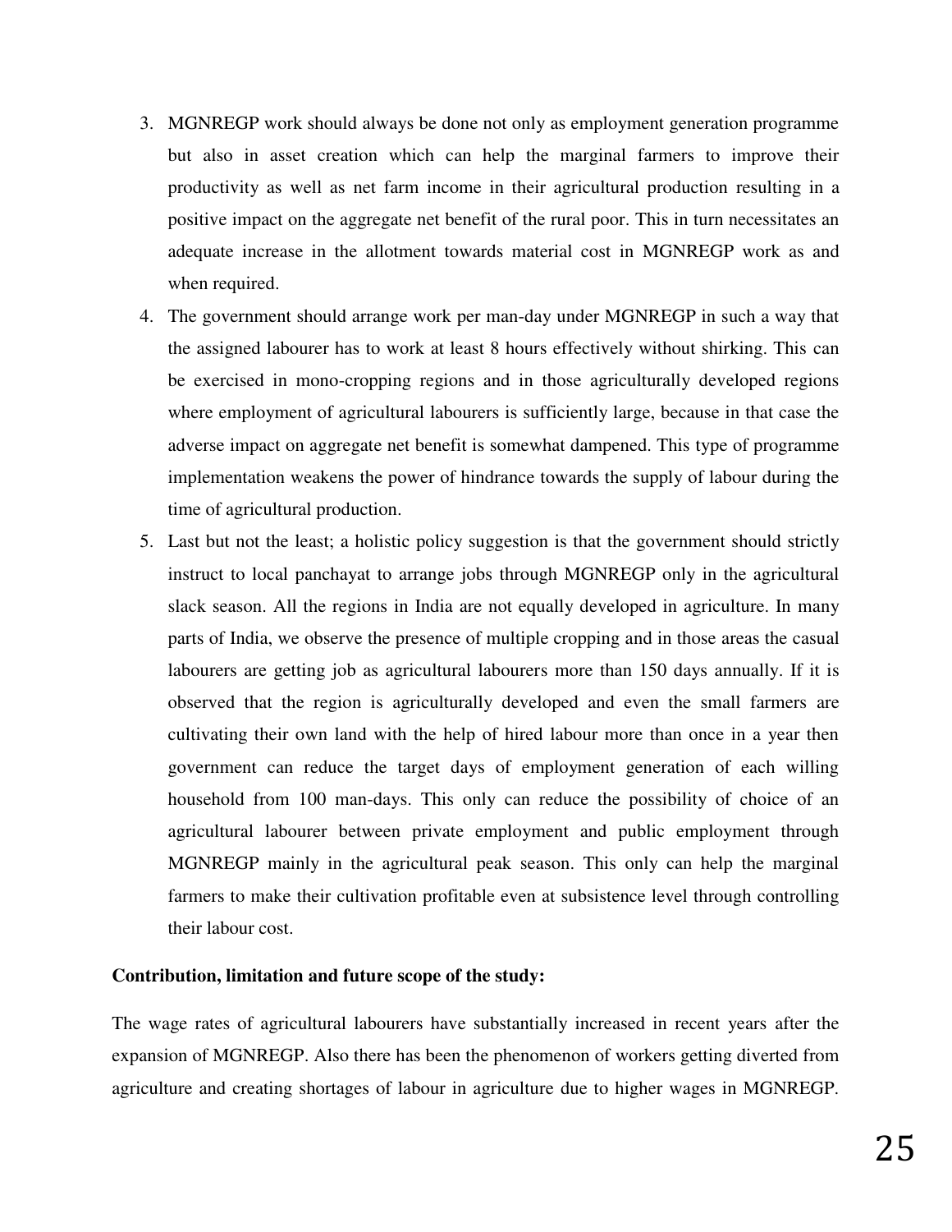3. MGNREGP work should always be done not only as employment generation programme but also in asset creation which can help the marginal farmers to improve their productivity as well as net farm income in their agricultural production resulting in a positive impact on the aggregate net benefit of the rural poor. This in turn necessitates an adequate increase in the allotment towards material cost in MGNREGP work as and when required.
4. The government should arrange work per man-day under MGNREGP in such a way that the assigned labourer has to work at least 8 hours effectively without shirking. This can be exercised in mono-cropping regions and in those agriculturally developed regions where employment of agricultural labourers is sufficiently large, because in that case the adverse impact on aggregate net benefit is somewhat dampened. This type of programme implementation weakens the power of hindrance towards the supply of labour during the time of agricultural production.
5. Last but not the least; a holistic policy suggestion is that the government should strictly instruct to local panchayat to arrange jobs through MGNREGP only in the agricultural slack season. All the regions in India are not equally developed in agriculture. In many parts of India, we observe the presence of multiple cropping and in those areas the casual labourers are getting job as agricultural labourers more than 150 days annually. If it is observed that the region is agriculturally developed and even the small farmers are cultivating their own land with the help of hired labour more than once in a year then government can reduce the target days of employment generation of each willing household from 100 man-days. This only can reduce the possibility of choice of an agricultural labourer between private employment and public employment through MGNREGP mainly in the agricultural peak season. This only can help the marginal farmers to make their cultivation profitable even at subsistence level through controlling their labour cost.

**Contribution, limitation and future scope of the study:**

The wage rates of agricultural labourers have substantially increased in recent years after the expansion of MGNREGP. Also there has been the phenomenon of workers getting diverted from agriculture and creating shortages of labour in agriculture due to higher wages in MGNREGP.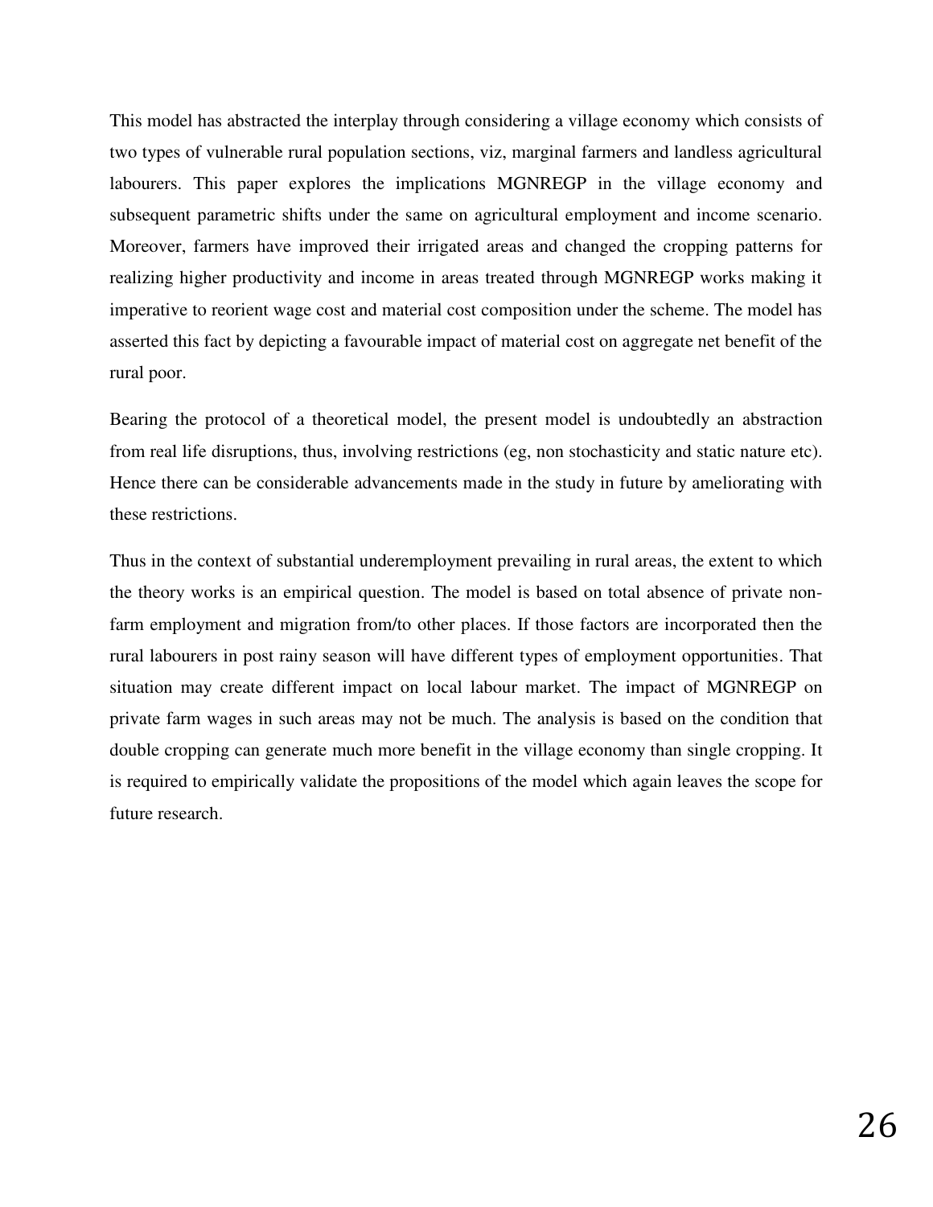This model has abstracted the interplay through considering a village economy which consists of two types of vulnerable rural population sections, viz, marginal farmers and landless agricultural labourers. This paper explores the implications MGNREGP in the village economy and subsequent parametric shifts under the same on agricultural employment and income scenario. Moreover, farmers have improved their irrigated areas and changed the cropping patterns for realizing higher productivity and income in areas treated through MGNREGP works making it imperative to reorient wage cost and material cost composition under the scheme. The model has asserted this fact by depicting a favourable impact of material cost on aggregate net benefit of the rural poor.

Bearing the protocol of a theoretical model, the present model is undoubtedly an abstraction from real life disruptions, thus, involving restrictions (eg, non stochasticity and static nature etc). Hence there can be considerable advancements made in the study in future by ameliorating with these restrictions.

Thus in the context of substantial underemployment prevailing in rural areas, the extent to which the theory works is an empirical question. The model is based on total absence of private non-farm employment and migration from/to other places. If those factors are incorporated then the rural labourers in post rainy season will have different types of employment opportunities. That situation may create different impact on local labour market. The impact of MGNREGP on private farm wages in such areas may not be much. The analysis is based on the condition that double cropping can generate much more benefit in the village economy than single cropping. It is required to empirically validate the propositions of the model which again leaves the scope for future research.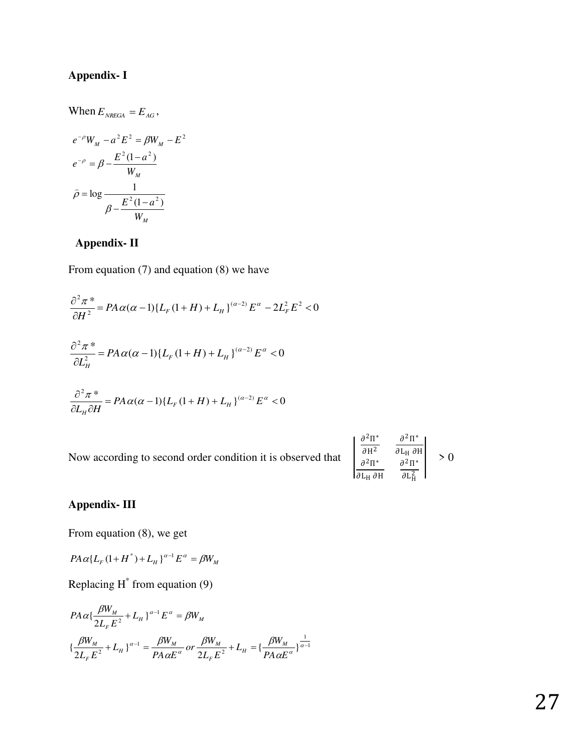## Appendix- I

When $E_{NREGA} = E_{AG}$,

$$e^{-\rho} W_M - a^2 E^2 = \beta W_M - E^2$$

$$e^{-\rho} = \beta - \frac{E^2(1-a^2)}{W_M}$$

$$\hat{\rho} = \log \frac{1}{\beta - \frac{E^2(1-a^2)}{W_M}}$$

## Appendix- II

From equation (7) and equation (8) we have

$$\frac{\partial^2 \pi^*}{\partial H^2} = PA\alpha(\alpha-1)\{L_F(1+H)+L_H\}^{(\alpha-2)} E^\alpha - 2L_F^2 E^2 < 0$$

$$\frac{\partial^2 \pi^*}{\partial L_H^2} = PA\alpha(\alpha-1)\{L_F(1+H)+L_H\}^{(\alpha-2)} E^\alpha < 0$$

$$\frac{\partial^2 \pi^*}{\partial L_H \partial H} = PA\alpha(\alpha-1)\{L_F(1+H)+L_H\}^{(\alpha-2)} E^\alpha < 0$$

Now according to second order condition it is observed that $\begin{vmatrix} \frac{\partial^2 \Pi^*}{\partial H^2} & \frac{\partial^2 \Pi^*}{\partial L_H \partial H} \\ \frac{\partial^2 \Pi^*}{\partial L_H \partial H} & \frac{\partial^2 \Pi^*}{\partial L_H^2} \end{vmatrix} > 0$

## Appendix- III

From equation (8), we get

$$PA\alpha\{L_F(1+H^*)+L_H\}^{\alpha-1} E^\alpha = \beta W_M$$

Replacing $H^*$ from equation (9)

$$PA\alpha\{\frac{\beta W_M}{2L_F E^2}+L_H\}^{\alpha-1} E^\alpha = \beta W_M$$

$$\{\frac{\beta W_M}{2L_F E^2}+L_H\}^{\alpha-1} = \frac{\beta W_M}{PA\alpha E^\alpha} \; or \; \frac{\beta W_M}{2L_F E^2}+L_H = \{\frac{\beta W_M}{PA\alpha E^\alpha}\}^{\frac{1}{\alpha-1}}$$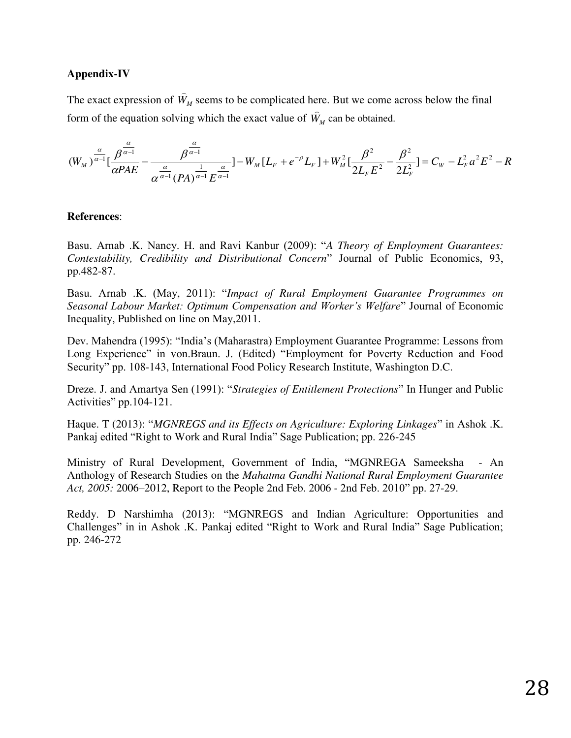**Appendix-IV**

The exact expression of $\widehat{W}_M$ seems to be complicated here. But we come across below the final form of the equation solving which the exact value of $\widehat{W}_M$ can be obtained.

$$(W_M)^{\frac{\alpha}{\alpha-1}}[\frac{\beta^{\frac{\alpha}{\alpha-1}}}{\alpha PAE} - \frac{\beta^{\frac{\alpha}{\alpha-1}}}{\alpha^{\frac{\alpha}{\alpha-1}}(PA)^{\frac{1}{\alpha-1}}E^{\frac{\alpha}{\alpha-1}}}] - W_M[L_F + e^{-\rho}L_F] + W_M^2[\frac{\beta^2}{2L_F E^2} - \frac{\beta^2}{2L_F^2}] = C_W - L_F^2 a^2 E^2 - R$$

**References**:

Basu. Arnab .K. Nancy. H. and Ravi Kanbur (2009): "*A Theory of Employment Guarantees: Contestability, Credibility and Distributional Concern*" Journal of Public Economics, 93, pp.482-87.

Basu. Arnab .K. (May, 2011): "*Impact of Rural Employment Guarantee Programmes on Seasonal Labour Market: Optimum Compensation and Worker's Welfare*" Journal of Economic Inequality, Published on line on May,2011.

Dev. Mahendra (1995): "India's (Maharastra) Employment Guarantee Programme: Lessons from Long Experience" in von.Braun. J. (Edited) "Employment for Poverty Reduction and Food Security" pp. 108-143, International Food Policy Research Institute, Washington D.C.

Dreze. J. and Amartya Sen (1991): "*Strategies of Entitlement Protections*" In Hunger and Public Activities" pp.104-121.

Haque. T (2013): "*MGNREGS and its Effects on Agriculture: Exploring Linkages*" in Ashok .K. Pankaj edited "Right to Work and Rural India" Sage Publication; pp. 226-245

Ministry of Rural Development, Government of India, "MGNREGA Sameeksha - An Anthology of Research Studies on the *Mahatma Gandhi National Rural Employment Guarantee Act, 2005:* 2006–2012, Report to the People 2nd Feb. 2006 - 2nd Feb. 2010" pp. 27-29.

Reddy. D Narshimha (2013): "MGNREGS and Indian Agriculture: Opportunities and Challenges" in in Ashok .K. Pankaj edited "Right to Work and Rural India" Sage Publication; pp. 246-272